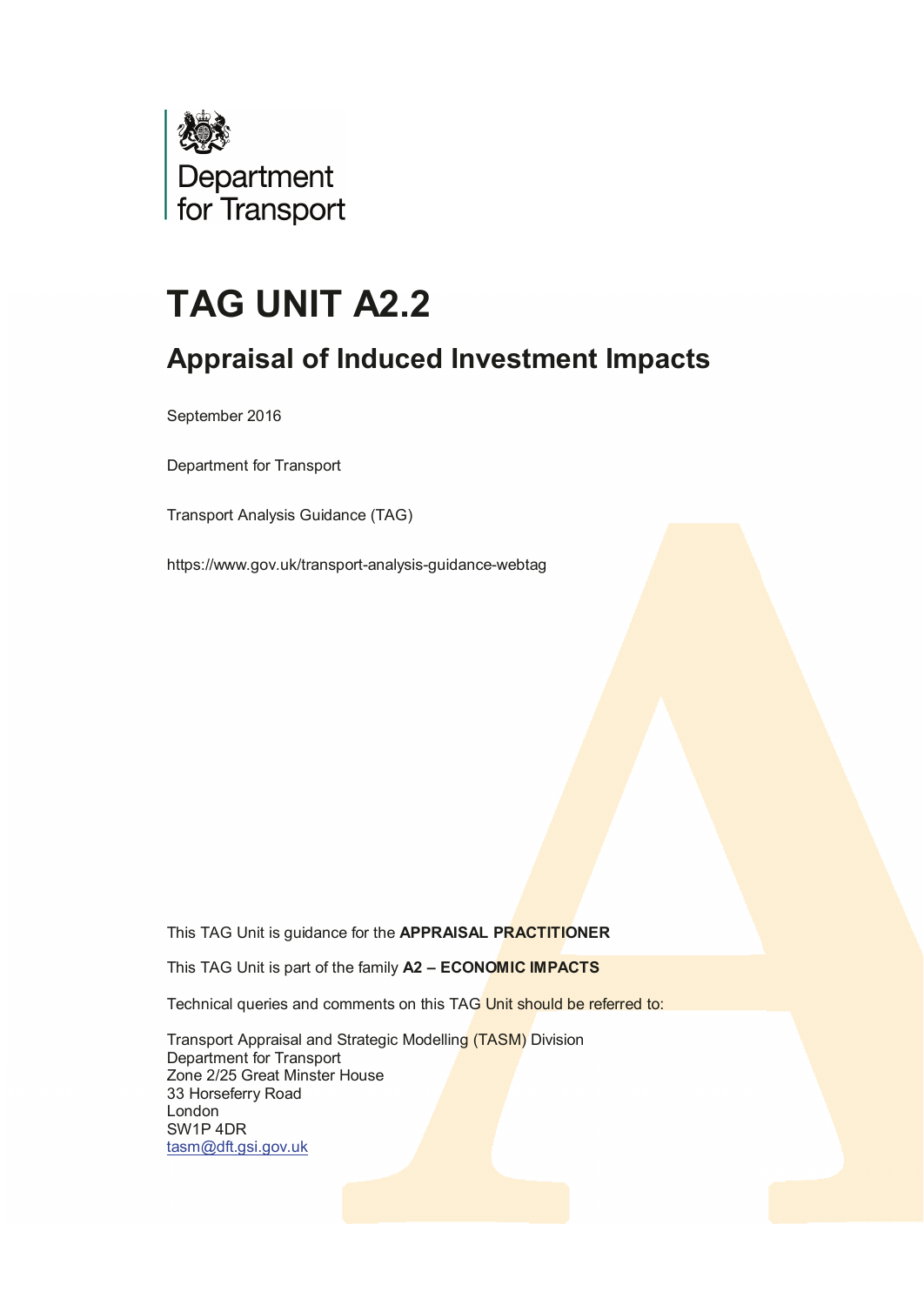Department for Transport

# TAG UNIT A2.2

## Appraisal of Induced Investment Impacts

September 2016

Department for Transport

Transport Analysis Guidance (TAG)

https://www.gov.uk/transport-analysis-guidance-webtag

This TAG Unit is guidance for the **APPRAISAL PRACTITIONER**

This TAG Unit is part of the family **A2 – ECONOMIC IMPACTS**

Technical queries and comments on this TAG Unit should be referred to:

Transport Appraisal and Strategic Modelling (TASM) Division
Department for Transport
Zone 2/25 Great Minster House
33 Horseferry Road
London
SW1P 4DR
tasm@dft.gsi.gov.uk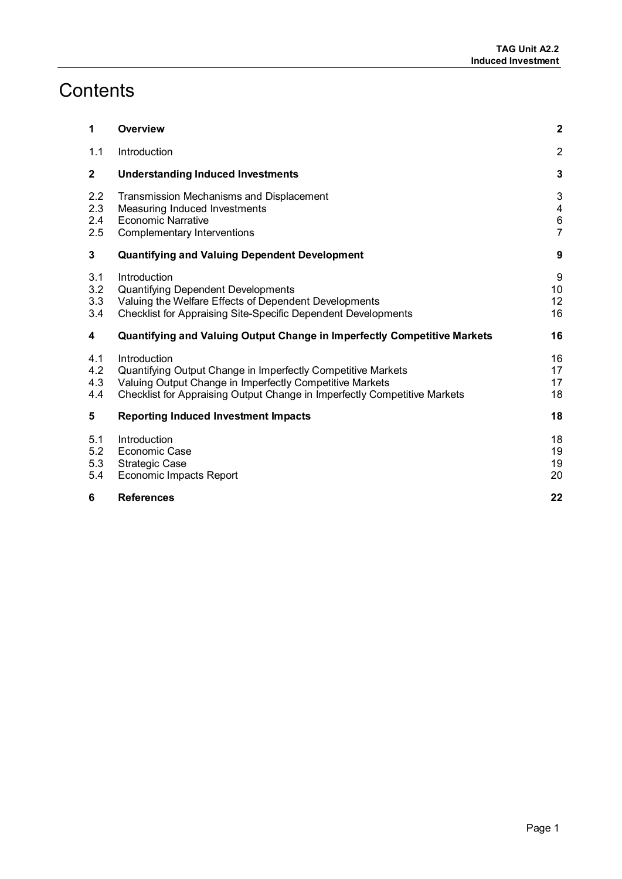# Contents

| | | |
|---|---|---|
| **1** | **Overview** | **2** |
| 1.1 | Introduction | 2 |
| **2** | **Understanding Induced Investments** | **3** |
| 2.2 | Transmission Mechanisms and Displacement | 3 |
| 2.3 | Measuring Induced Investments | 4 |
| 2.4 | Economic Narrative | 6 |
| 2.5 | Complementary Interventions | 7 |
| **3** | **Quantifying and Valuing Dependent Development** | **9** |
| 3.1 | Introduction | 9 |
| 3.2 | Quantifying Dependent Developments | 10 |
| 3.3 | Valuing the Welfare Effects of Dependent Developments | 12 |
| 3.4 | Checklist for Appraising Site-Specific Dependent Developments | 16 |
| **4** | **Quantifying and Valuing Output Change in Imperfectly Competitive Markets** | **16** |
| 4.1 | Introduction | 16 |
| 4.2 | Quantifying Output Change in Imperfectly Competitive Markets | 17 |
| 4.3 | Valuing Output Change in Imperfectly Competitive Markets | 17 |
| 4.4 | Checklist for Appraising Output Change in Imperfectly Competitive Markets | 18 |
| **5** | **Reporting Induced Investment Impacts** | **18** |
| 5.1 | Introduction | 18 |
| 5.2 | Economic Case | 19 |
| 5.3 | Strategic Case | 19 |
| 5.4 | Economic Impacts Report | 20 |
| **6** | **References** | **22** |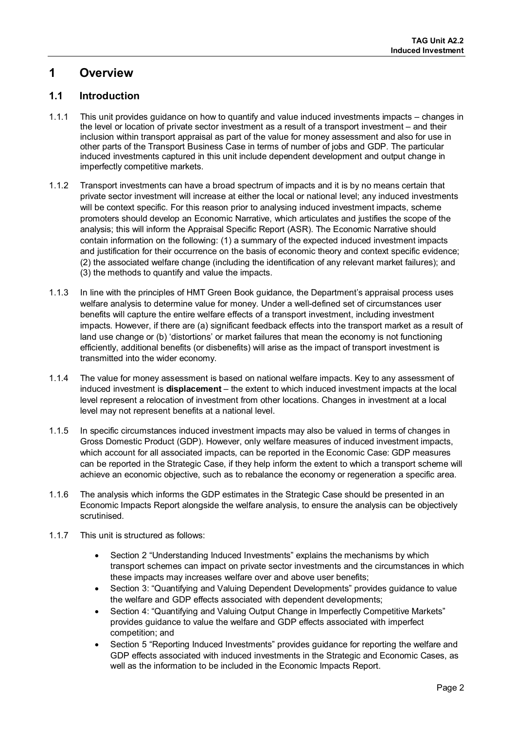# 1 Overview

## 1.1 Introduction

1.1.1 This unit provides guidance on how to quantify and value induced investments impacts – changes in the level or location of private sector investment as a result of a transport investment – and their inclusion within transport appraisal as part of the value for money assessment and also for use in other parts of the Transport Business Case in terms of number of jobs and GDP. The particular induced investments captured in this unit include dependent development and output change in imperfectly competitive markets.

1.1.2 Transport investments can have a broad spectrum of impacts and it is by no means certain that private sector investment will increase at either the local or national level; any induced investments will be context specific. For this reason prior to analysing induced investment impacts, scheme promoters should develop an Economic Narrative, which articulates and justifies the scope of the analysis; this will inform the Appraisal Specific Report (ASR). The Economic Narrative should contain information on the following: (1) a summary of the expected induced investment impacts and justification for their occurrence on the basis of economic theory and context specific evidence; (2) the associated welfare change (including the identification of any relevant market failures); and (3) the methods to quantify and value the impacts.

1.1.3 In line with the principles of HMT Green Book guidance, the Department's appraisal process uses welfare analysis to determine value for money. Under a well-defined set of circumstances user benefits will capture the entire welfare effects of a transport investment, including investment impacts. However, if there are (a) significant feedback effects into the transport market as a result of land use change or (b) 'distortions' or market failures that mean the economy is not functioning efficiently, additional benefits (or disbenefits) will arise as the impact of transport investment is transmitted into the wider economy.

1.1.4 The value for money assessment is based on national welfare impacts. Key to any assessment of induced investment is **displacement** – the extent to which induced investment impacts at the local level represent a relocation of investment from other locations. Changes in investment at a local level may not represent benefits at a national level.

1.1.5 In specific circumstances induced investment impacts may also be valued in terms of changes in Gross Domestic Product (GDP). However, only welfare measures of induced investment impacts, which account for all associated impacts, can be reported in the Economic Case: GDP measures can be reported in the Strategic Case, if they help inform the extent to which a transport scheme will achieve an economic objective, such as to rebalance the economy or regeneration a specific area.

1.1.6 The analysis which informs the GDP estimates in the Strategic Case should be presented in an Economic Impacts Report alongside the welfare analysis, to ensure the analysis can be objectively scrutinised.

1.1.7 This unit is structured as follows:

- Section 2 "Understanding Induced Investments" explains the mechanisms by which transport schemes can impact on private sector investments and the circumstances in which these impacts may increases welfare over and above user benefits;
- Section 3: "Quantifying and Valuing Dependent Developments" provides guidance to value the welfare and GDP effects associated with dependent developments;
- Section 4: "Quantifying and Valuing Output Change in Imperfectly Competitive Markets" provides guidance to value the welfare and GDP effects associated with imperfect competition; and
- Section 5 "Reporting Induced Investments" provides guidance for reporting the welfare and GDP effects associated with induced investments in the Strategic and Economic Cases, as well as the information to be included in the Economic Impacts Report.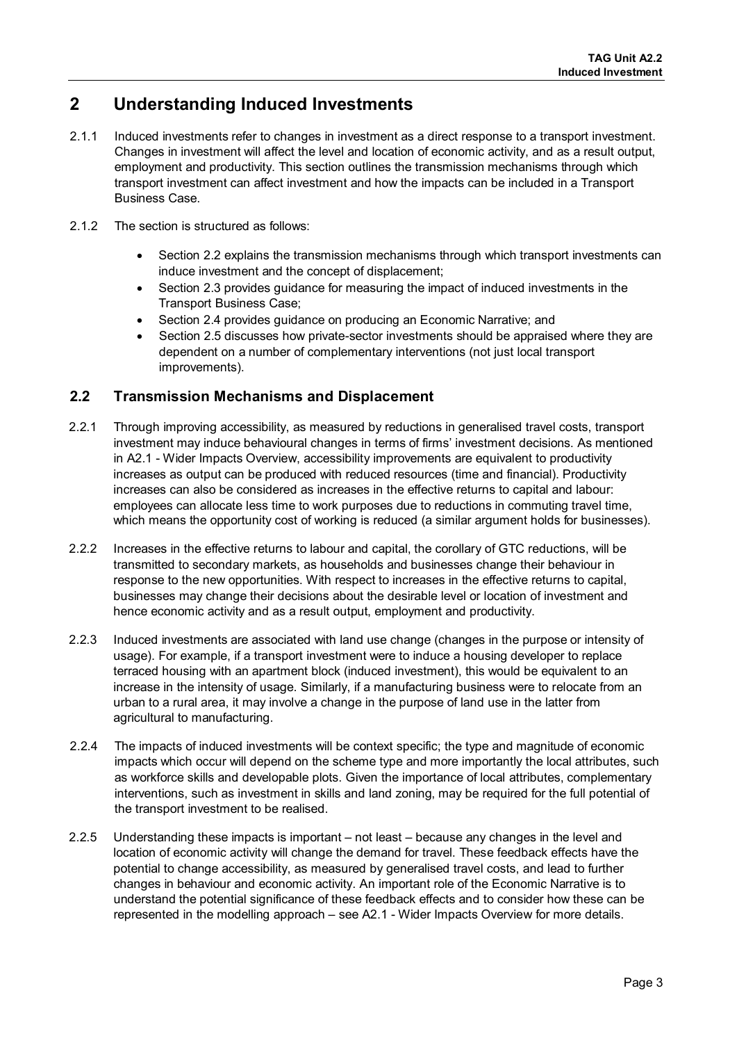# 2 Understanding Induced Investments

2.1.1 Induced investments refer to changes in investment as a direct response to a transport investment. Changes in investment will affect the level and location of economic activity, and as a result output, employment and productivity. This section outlines the transmission mechanisms through which transport investment can affect investment and how the impacts can be included in a Transport Business Case.

2.1.2 The section is structured as follows:

- Section 2.2 explains the transmission mechanisms through which transport investments can induce investment and the concept of displacement;
- Section 2.3 provides guidance for measuring the impact of induced investments in the Transport Business Case;
- Section 2.4 provides guidance on producing an Economic Narrative; and
- Section 2.5 discusses how private-sector investments should be appraised where they are dependent on a number of complementary interventions (not just local transport improvements).

## 2.2 Transmission Mechanisms and Displacement

2.2.1 Through improving accessibility, as measured by reductions in generalised travel costs, transport investment may induce behavioural changes in terms of firms' investment decisions. As mentioned in A2.1 - Wider Impacts Overview, accessibility improvements are equivalent to productivity increases as output can be produced with reduced resources (time and financial). Productivity increases can also be considered as increases in the effective returns to capital and labour: employees can allocate less time to work purposes due to reductions in commuting travel time, which means the opportunity cost of working is reduced (a similar argument holds for businesses).

2.2.2 Increases in the effective returns to labour and capital, the corollary of GTC reductions, will be transmitted to secondary markets, as households and businesses change their behaviour in response to the new opportunities. With respect to increases in the effective returns to capital, businesses may change their decisions about the desirable level or location of investment and hence economic activity and as a result output, employment and productivity.

2.2.3 Induced investments are associated with land use change (changes in the purpose or intensity of usage). For example, if a transport investment were to induce a housing developer to replace terraced housing with an apartment block (induced investment), this would be equivalent to an increase in the intensity of usage. Similarly, if a manufacturing business were to relocate from an urban to a rural area, it may involve a change in the purpose of land use in the latter from agricultural to manufacturing.

2.2.4 The impacts of induced investments will be context specific; the type and magnitude of economic impacts which occur will depend on the scheme type and more importantly the local attributes, such as workforce skills and developable plots. Given the importance of local attributes, complementary interventions, such as investment in skills and land zoning, may be required for the full potential of the transport investment to be realised.

2.2.5 Understanding these impacts is important – not least – because any changes in the level and location of economic activity will change the demand for travel. These feedback effects have the potential to change accessibility, as measured by generalised travel costs, and lead to further changes in behaviour and economic activity. An important role of the Economic Narrative is to understand the potential significance of these feedback effects and to consider how these can be represented in the modelling approach – see A2.1 - Wider Impacts Overview for more details.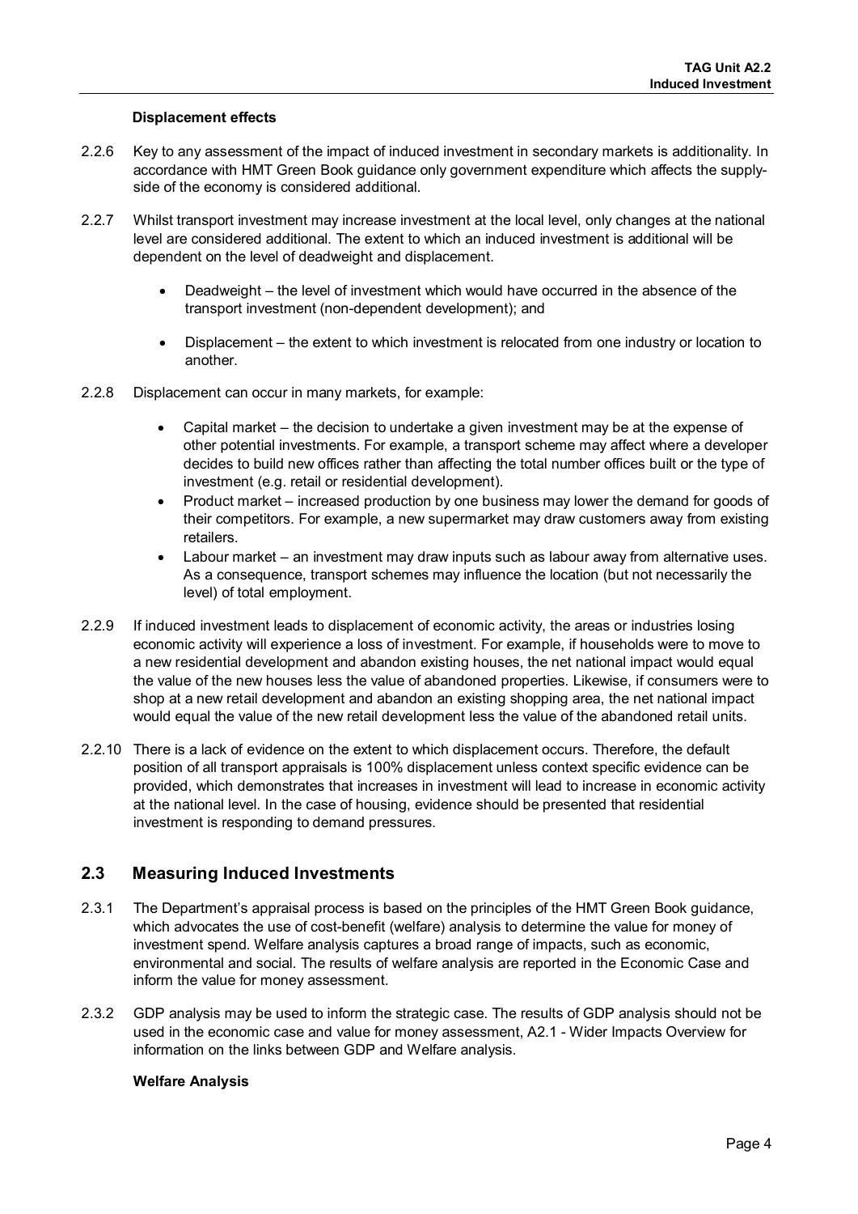**Displacement effects**

2.2.6 Key to any assessment of the impact of induced investment in secondary markets is additionality. In accordance with HMT Green Book guidance only government expenditure which affects the supply-side of the economy is considered additional.

2.2.7 Whilst transport investment may increase investment at the local level, only changes at the national level are considered additional. The extent to which an induced investment is additional will be dependent on the level of deadweight and displacement.

- Deadweight – the level of investment which would have occurred in the absence of the transport investment (non-dependent development); and
- Displacement – the extent to which investment is relocated from one industry or location to another.

2.2.8 Displacement can occur in many markets, for example:

- Capital market – the decision to undertake a given investment may be at the expense of other potential investments. For example, a transport scheme may affect where a developer decides to build new offices rather than affecting the total number offices built or the type of investment (e.g. retail or residential development).
- Product market – increased production by one business may lower the demand for goods of their competitors. For example, a new supermarket may draw customers away from existing retailers.
- Labour market – an investment may draw inputs such as labour away from alternative uses. As a consequence, transport schemes may influence the location (but not necessarily the level) of total employment.

2.2.9 If induced investment leads to displacement of economic activity, the areas or industries losing economic activity will experience a loss of investment. For example, if households were to move to a new residential development and abandon existing houses, the net national impact would equal the value of the new houses less the value of abandoned properties. Likewise, if consumers were to shop at a new retail development and abandon an existing shopping area, the net national impact would equal the value of the new retail development less the value of the abandoned retail units.

2.2.10 There is a lack of evidence on the extent to which displacement occurs. Therefore, the default position of all transport appraisals is 100% displacement unless context specific evidence can be provided, which demonstrates that increases in investment will lead to increase in economic activity at the national level. In the case of housing, evidence should be presented that residential investment is responding to demand pressures.

## 2.3 Measuring Induced Investments

2.3.1 The Department's appraisal process is based on the principles of the HMT Green Book guidance, which advocates the use of cost-benefit (welfare) analysis to determine the value for money of investment spend. Welfare analysis captures a broad range of impacts, such as economic, environmental and social. The results of welfare analysis are reported in the Economic Case and inform the value for money assessment.

2.3.2 GDP analysis may be used to inform the strategic case. The results of GDP analysis should not be used in the economic case and value for money assessment, A2.1 - Wider Impacts Overview for information on the links between GDP and Welfare analysis.

**Welfare Analysis**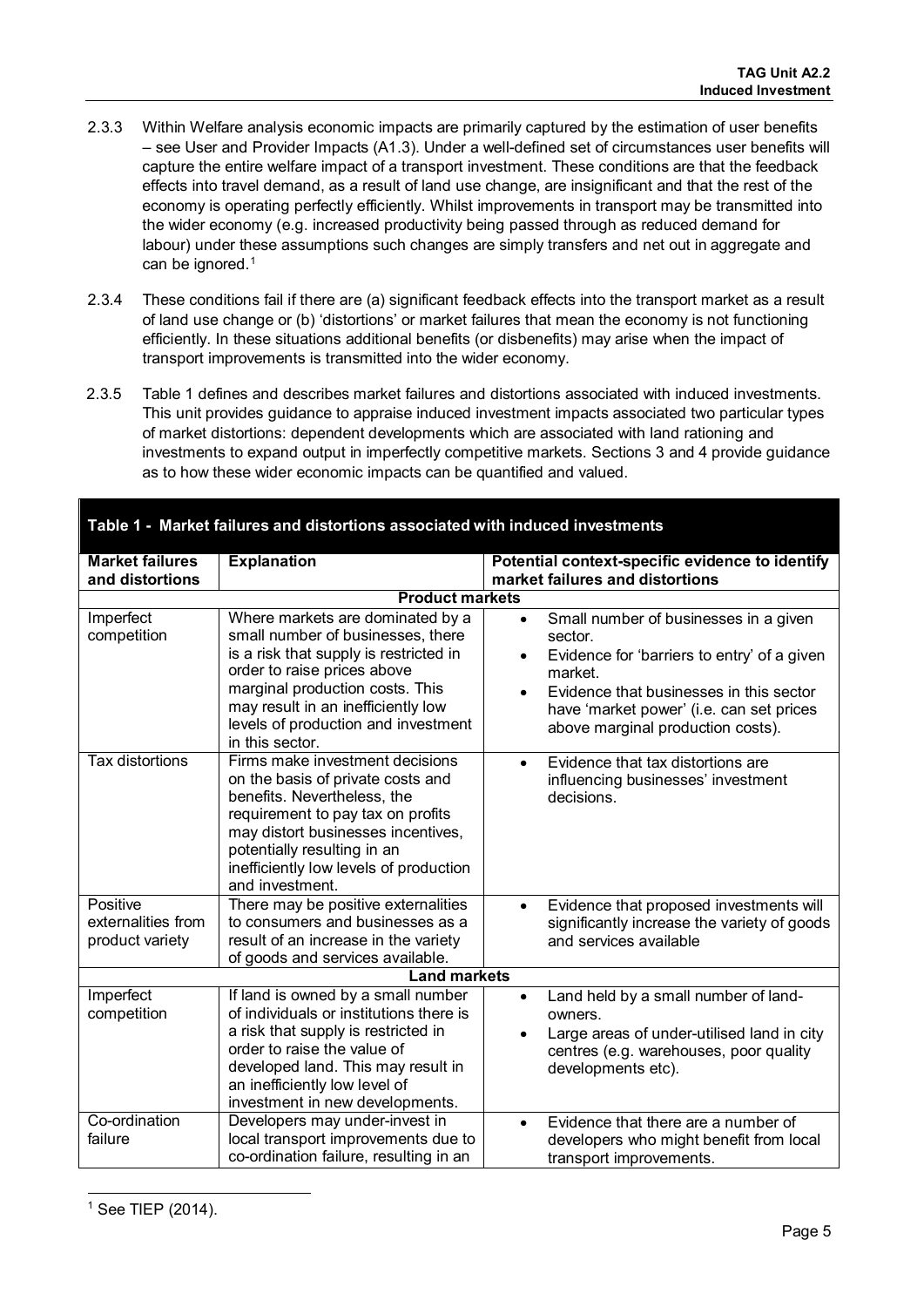2.3.3 Within Welfare analysis economic impacts are primarily captured by the estimation of user benefits – see User and Provider Impacts (A1.3). Under a well-defined set of circumstances user benefits will capture the entire welfare impact of a transport investment. These conditions are that the feedback effects into travel demand, as a result of land use change, are insignificant and that the rest of the economy is operating perfectly efficiently. Whilst improvements in transport may be transmitted into the wider economy (e.g. increased productivity being passed through as reduced demand for labour) under these assumptions such changes are simply transfers and net out in aggregate and can be ignored.[1]

2.3.4 These conditions fail if there are (a) significant feedback effects into the transport market as a result of land use change or (b) 'distortions' or market failures that mean the economy is not functioning efficiently. In these situations additional benefits (or disbenefits) may arise when the impact of transport improvements is transmitted into the wider economy.

2.3.5 Table 1 defines and describes market failures and distortions associated with induced investments. This unit provides guidance to appraise induced investment impacts associated two particular types of market distortions: dependent developments which are associated with land rationing and investments to expand output in imperfectly competitive markets. Sections 3 and 4 provide guidance as to how these wider economic impacts can be quantified and valued.

**Table 1 - Market failures and distortions associated with induced investments**

| Market failures and distortions | Explanation | Potential context-specific evidence to identify market failures and distortions |
|---|---|---|
| **Product markets** | | |
| Imperfect competition | Where markets are dominated by a small number of businesses, there is a risk that supply is restricted in order to raise prices above marginal production costs. This may result in an inefficiently low levels of production and investment in this sector. | • Small number of businesses in a given sector. <br> • Evidence for 'barriers to entry' of a given market. <br> • Evidence that businesses in this sector have 'market power' (i.e. can set prices above marginal production costs). |
| Tax distortions | Firms make investment decisions on the basis of private costs and benefits. Nevertheless, the requirement to pay tax on profits may distort businesses incentives, potentially resulting in an inefficiently low levels of production and investment. | • Evidence that tax distortions are influencing businesses' investment decisions. |
| Positive externalities from product variety | There may be positive externalities to consumers and businesses as a result of an increase in the variety of goods and services available. | • Evidence that proposed investments will significantly increase the variety of goods and services available |
| **Land markets** | | |
| Imperfect competition | If land is owned by a small number of individuals or institutions there is a risk that supply is restricted in order to raise the value of developed land. This may result in an inefficiently low level of investment in new developments. | • Land held by a small number of land-owners. <br> • Large areas of under-utilised land in city centres (e.g. warehouses, poor quality developments etc). |
| Co-ordination failure | Developers may under-invest in local transport improvements due to co-ordination failure, resulting in an | • Evidence that there are a number of developers who might benefit from local transport improvements. |

[1] See TIEP (2014).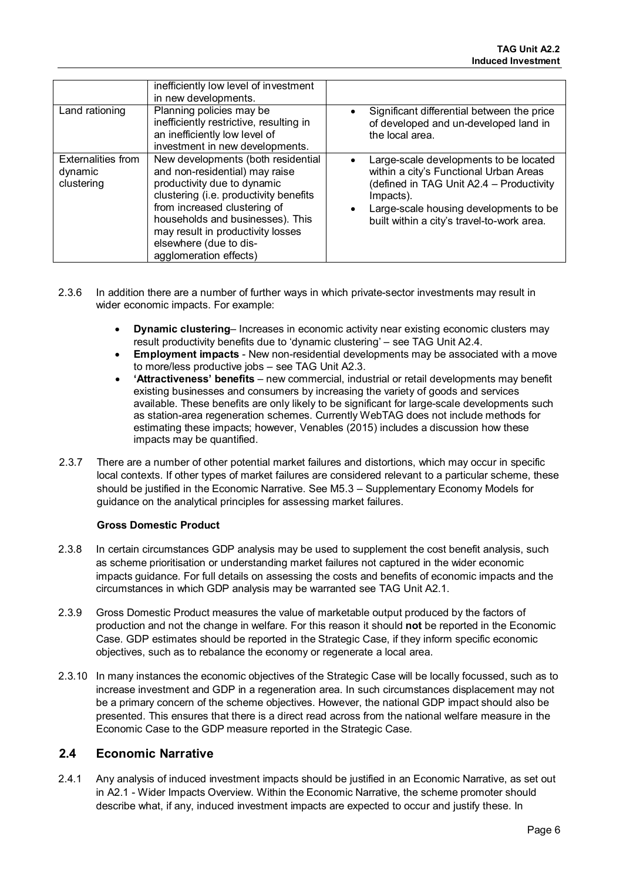| | inefficiently low level of investment in new developments. | |
|---|---|---|
| Land rationing | Planning policies may be inefficiently restrictive, resulting in an inefficiently low level of investment in new developments. | • Significant differential between the price of developed and un-developed land in the local area. |
| Externalities from dynamic clustering | New developments (both residential and non-residential) may raise productivity due to dynamic clustering (i.e. productivity benefits from increased clustering of households and businesses). This may result in productivity losses elsewhere (due to dis-agglomeration effects) | • Large-scale developments to be located within a city's Functional Urban Areas (defined in TAG Unit A2.4 – Productivity Impacts).<br>• Large-scale housing developments to be built within a city's travel-to-work area. |

2.3.6 In addition there are a number of further ways in which private-sector investments may result in wider economic impacts. For example:

- **Dynamic clustering**– Increases in economic activity near existing economic clusters may result productivity benefits due to 'dynamic clustering' – see TAG Unit A2.4.
- **Employment impacts** - New non-residential developments may be associated with a move to more/less productive jobs – see TAG Unit A2.3.
- **'Attractiveness' benefits** – new commercial, industrial or retail developments may benefit existing businesses and consumers by increasing the variety of goods and services available. These benefits are only likely to be significant for large-scale developments such as station-area regeneration schemes. Currently WebTAG does not include methods for estimating these impacts; however, Venables (2015) includes a discussion how these impacts may be quantified.

2.3.7 There are a number of other potential market failures and distortions, which may occur in specific local contexts. If other types of market failures are considered relevant to a particular scheme, these should be justified in the Economic Narrative. See M5.3 – Supplementary Economy Models for guidance on the analytical principles for assessing market failures.

**Gross Domestic Product**

2.3.8 In certain circumstances GDP analysis may be used to supplement the cost benefit analysis, such as scheme prioritisation or understanding market failures not captured in the wider economic impacts guidance. For full details on assessing the costs and benefits of economic impacts and the circumstances in which GDP analysis may be warranted see TAG Unit A2.1.

2.3.9 Gross Domestic Product measures the value of marketable output produced by the factors of production and not the change in welfare. For this reason it should **not** be reported in the Economic Case. GDP estimates should be reported in the Strategic Case, if they inform specific economic objectives, such as to rebalance the economy or regenerate a local area.

2.3.10 In many instances the economic objectives of the Strategic Case will be locally focussed, such as to increase investment and GDP in a regeneration area. In such circumstances displacement may not be a primary concern of the scheme objectives. However, the national GDP impact should also be presented. This ensures that there is a direct read across from the national welfare measure in the Economic Case to the GDP measure reported in the Strategic Case.

## 2.4 Economic Narrative

2.4.1 Any analysis of induced investment impacts should be justified in an Economic Narrative, as set out in A2.1 - Wider Impacts Overview. Within the Economic Narrative, the scheme promoter should describe what, if any, induced investment impacts are expected to occur and justify these. In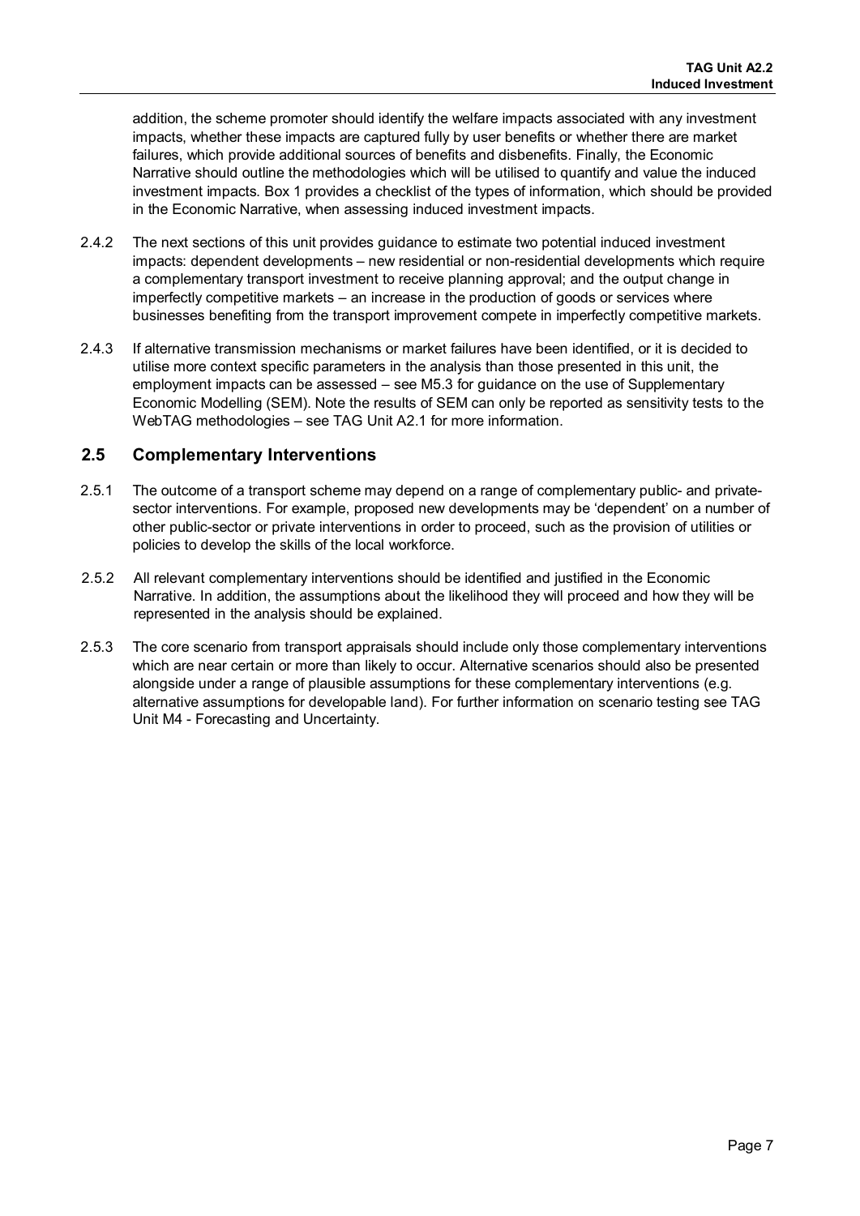addition, the scheme promoter should identify the welfare impacts associated with any investment impacts, whether these impacts are captured fully by user benefits or whether there are market failures, which provide additional sources of benefits and disbenefits. Finally, the Economic Narrative should outline the methodologies which will be utilised to quantify and value the induced investment impacts. Box 1 provides a checklist of the types of information, which should be provided in the Economic Narrative, when assessing induced investment impacts.

2.4.2 The next sections of this unit provides guidance to estimate two potential induced investment impacts: dependent developments – new residential or non-residential developments which require a complementary transport investment to receive planning approval; and the output change in imperfectly competitive markets – an increase in the production of goods or services where businesses benefiting from the transport improvement compete in imperfectly competitive markets.

2.4.3 If alternative transmission mechanisms or market failures have been identified, or it is decided to utilise more context specific parameters in the analysis than those presented in this unit, the employment impacts can be assessed – see M5.3 for guidance on the use of Supplementary Economic Modelling (SEM). Note the results of SEM can only be reported as sensitivity tests to the WebTAG methodologies – see TAG Unit A2.1 for more information.

## 2.5 Complementary Interventions

2.5.1 The outcome of a transport scheme may depend on a range of complementary public- and private-sector interventions. For example, proposed new developments may be 'dependent' on a number of other public-sector or private interventions in order to proceed, such as the provision of utilities or policies to develop the skills of the local workforce.

2.5.2 All relevant complementary interventions should be identified and justified in the Economic Narrative. In addition, the assumptions about the likelihood they will proceed and how they will be represented in the analysis should be explained.

2.5.3 The core scenario from transport appraisals should include only those complementary interventions which are near certain or more than likely to occur. Alternative scenarios should also be presented alongside under a range of plausible assumptions for these complementary interventions (e.g. alternative assumptions for developable land). For further information on scenario testing see TAG Unit M4 - Forecasting and Uncertainty.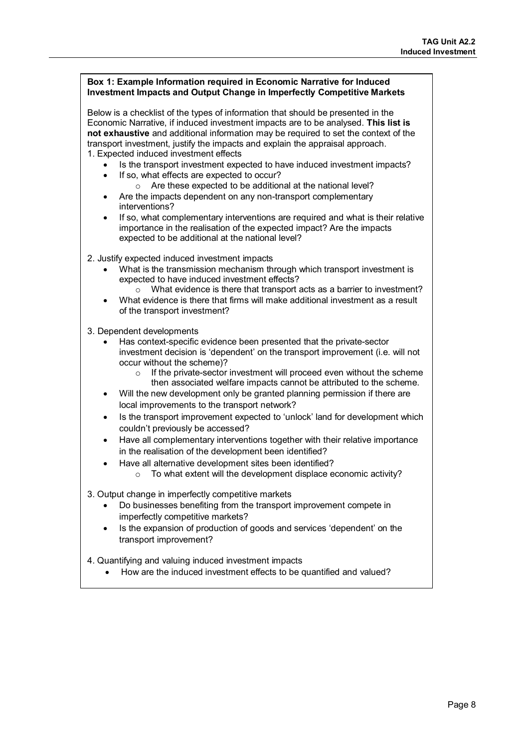**Box 1: Example Information required in Economic Narrative for Induced Investment Impacts and Output Change in Imperfectly Competitive Markets**

Below is a checklist of the types of information that should be presented in the Economic Narrative, if induced investment impacts are to be analysed. **This list is not exhaustive** and additional information may be required to set the context of the transport investment, justify the impacts and explain the appraisal approach.

1. Expected induced investment effects
   - Is the transport investment expected to have induced investment impacts?
   - If so, what effects are expected to occur?
     - Are these expected to be additional at the national level?
   - Are the impacts dependent on any non-transport complementary interventions?
   - If so, what complementary interventions are required and what is their relative importance in the realisation of the expected impact? Are the impacts expected to be additional at the national level?

2. Justify expected induced investment impacts
   - What is the transmission mechanism through which transport investment is expected to have induced investment effects?
     - What evidence is there that transport acts as a barrier to investment?
   - What evidence is there that firms will make additional investment as a result of the transport investment?

3. Dependent developments
   - Has context-specific evidence been presented that the private-sector investment decision is 'dependent' on the transport improvement (i.e. will not occur without the scheme)?
     - If the private-sector investment will proceed even without the scheme then associated welfare impacts cannot be attributed to the scheme.
   - Will the new development only be granted planning permission if there are local improvements to the transport network?
   - Is the transport improvement expected to 'unlock' land for development which couldn't previously be accessed?
   - Have all complementary interventions together with their relative importance in the realisation of the development been identified?
   - Have all alternative development sites been identified?
     - To what extent will the development displace economic activity?

3. Output change in imperfectly competitive markets
   - Do businesses benefiting from the transport improvement compete in imperfectly competitive markets?
   - Is the expansion of production of goods and services 'dependent' on the transport improvement?

4. Quantifying and valuing induced investment impacts
   - How are the induced investment effects to be quantified and valued?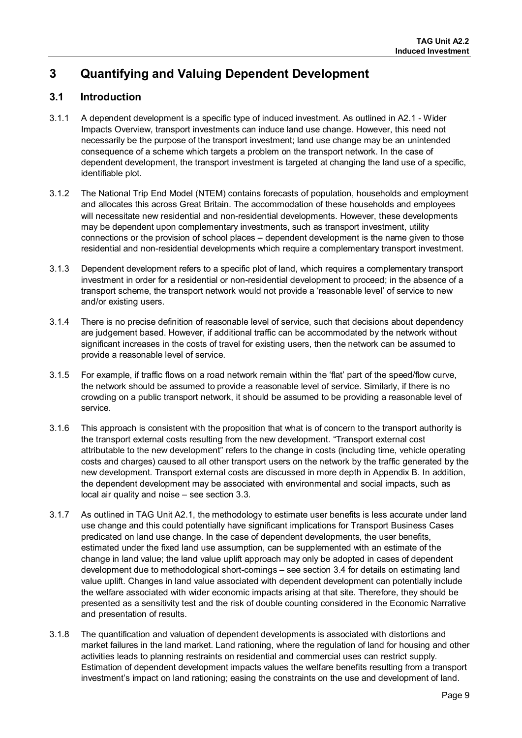# 3 Quantifying and Valuing Dependent Development

## 3.1 Introduction

3.1.1 A dependent development is a specific type of induced investment. As outlined in A2.1 - Wider Impacts Overview, transport investments can induce land use change. However, this need not necessarily be the purpose of the transport investment; land use change may be an unintended consequence of a scheme which targets a problem on the transport network. In the case of dependent development, the transport investment is targeted at changing the land use of a specific, identifiable plot.

3.1.2 The National Trip End Model (NTEM) contains forecasts of population, households and employment and allocates this across Great Britain. The accommodation of these households and employees will necessitate new residential and non-residential developments. However, these developments may be dependent upon complementary investments, such as transport investment, utility connections or the provision of school places – dependent development is the name given to those residential and non-residential developments which require a complementary transport investment.

3.1.3 Dependent development refers to a specific plot of land, which requires a complementary transport investment in order for a residential or non-residential development to proceed; in the absence of a transport scheme, the transport network would not provide a 'reasonable level' of service to new and/or existing users.

3.1.4 There is no precise definition of reasonable level of service, such that decisions about dependency are judgement based. However, if additional traffic can be accommodated by the network without significant increases in the costs of travel for existing users, then the network can be assumed to provide a reasonable level of service.

3.1.5 For example, if traffic flows on a road network remain within the 'flat' part of the speed/flow curve, the network should be assumed to provide a reasonable level of service. Similarly, if there is no crowding on a public transport network, it should be assumed to be providing a reasonable level of service.

3.1.6 This approach is consistent with the proposition that what is of concern to the transport authority is the transport external costs resulting from the new development. "Transport external cost attributable to the new development" refers to the change in costs (including time, vehicle operating costs and charges) caused to all other transport users on the network by the traffic generated by the new development. Transport external costs are discussed in more depth in Appendix B. In addition, the dependent development may be associated with environmental and social impacts, such as local air quality and noise – see section 3.3.

3.1.7 As outlined in TAG Unit A2.1, the methodology to estimate user benefits is less accurate under land use change and this could potentially have significant implications for Transport Business Cases predicated on land use change. In the case of dependent developments, the user benefits, estimated under the fixed land use assumption, can be supplemented with an estimate of the change in land value; the land value uplift approach may only be adopted in cases of dependent development due to methodological short-comings – see section 3.4 for details on estimating land value uplift. Changes in land value associated with dependent development can potentially include the welfare associated with wider economic impacts arising at that site. Therefore, they should be presented as a sensitivity test and the risk of double counting considered in the Economic Narrative and presentation of results.

3.1.8 The quantification and valuation of dependent developments is associated with distortions and market failures in the land market. Land rationing, where the regulation of land for housing and other activities leads to planning restraints on residential and commercial uses can restrict supply. Estimation of dependent development impacts values the welfare benefits resulting from a transport investment's impact on land rationing; easing the constraints on the use and development of land.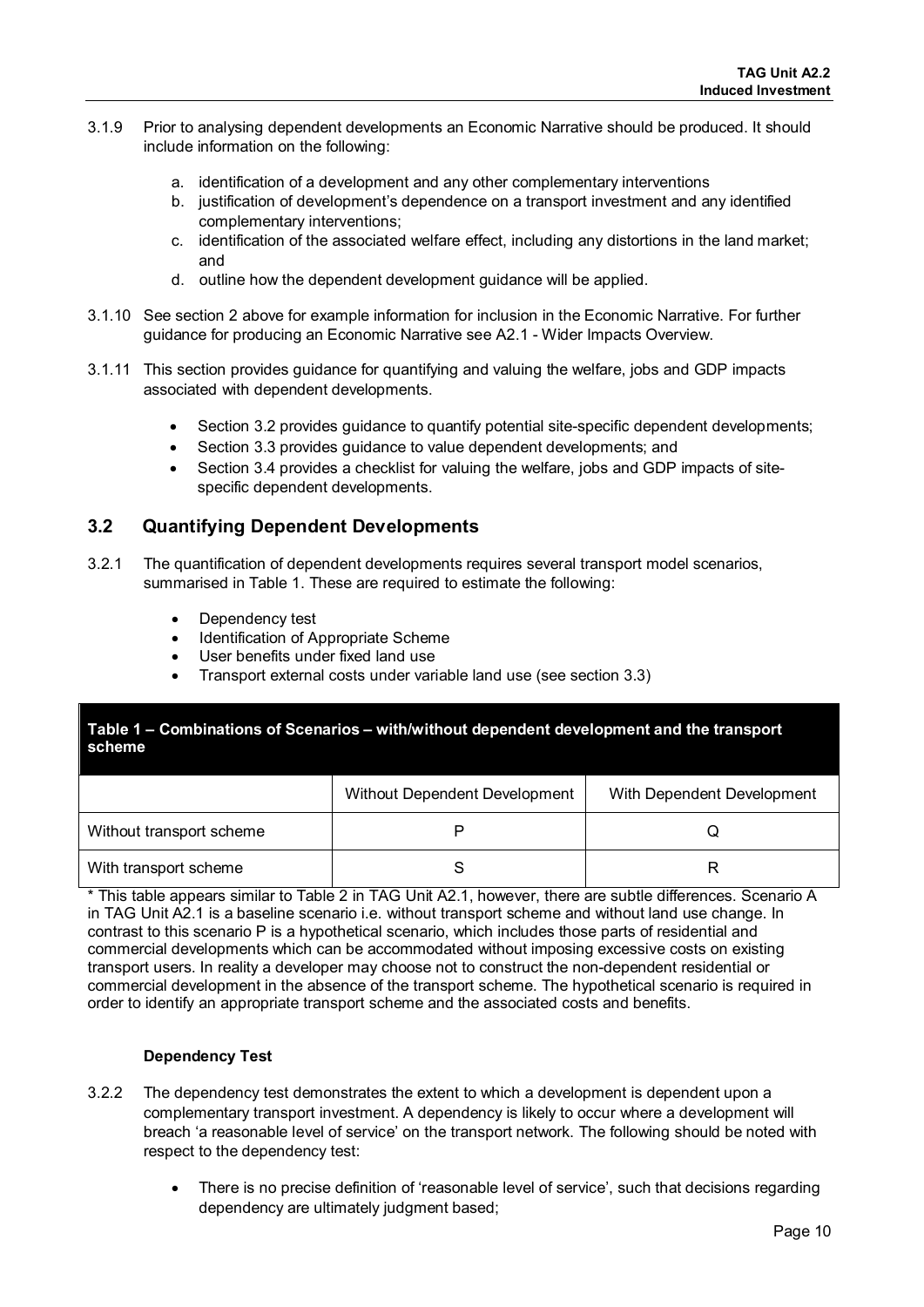3.1.9 Prior to analysing dependent developments an Economic Narrative should be produced. It should include information on the following:

   a. identification of a development and any other complementary interventions
   b. justification of development's dependence on a transport investment and any identified complementary interventions;
   c. identification of the associated welfare effect, including any distortions in the land market; and
   d. outline how the dependent development guidance will be applied.

3.1.10 See section 2 above for example information for inclusion in the Economic Narrative. For further guidance for producing an Economic Narrative see A2.1 - Wider Impacts Overview.

3.1.11 This section provides guidance for quantifying and valuing the welfare, jobs and GDP impacts associated with dependent developments.

- Section 3.2 provides guidance to quantify potential site-specific dependent developments;
- Section 3.3 provides guidance to value dependent developments; and
- Section 3.4 provides a checklist for valuing the welfare, jobs and GDP impacts of site-specific dependent developments.

## 3.2 Quantifying Dependent Developments

3.2.1 The quantification of dependent developments requires several transport model scenarios, summarised in Table 1. These are required to estimate the following:

- Dependency test
- Identification of Appropriate Scheme
- User benefits under fixed land use
- Transport external costs under variable land use (see section 3.3)

**Table 1 – Combinations of Scenarios – with/without dependent development and the transport scheme**

| | Without Dependent Development | With Dependent Development |
|---|---|---|
| Without transport scheme | P | Q |
| With transport scheme | S | R |

* This table appears similar to Table 2 in TAG Unit A2.1, however, there are subtle differences. Scenario A in TAG Unit A2.1 is a baseline scenario i.e. without transport scheme and without land use change. In contrast to this scenario P is a hypothetical scenario, which includes those parts of residential and commercial developments which can be accommodated without imposing excessive costs on existing transport users. In reality a developer may choose not to construct the non-dependent residential or commercial development in the absence of the transport scheme. The hypothetical scenario is required in order to identify an appropriate transport scheme and the associated costs and benefits.

**Dependency Test**

3.2.2 The dependency test demonstrates the extent to which a development is dependent upon a complementary transport investment. A dependency is likely to occur where a development will breach 'a reasonable level of service' on the transport network. The following should be noted with respect to the dependency test:

- There is no precise definition of 'reasonable level of service', such that decisions regarding dependency are ultimately judgment based;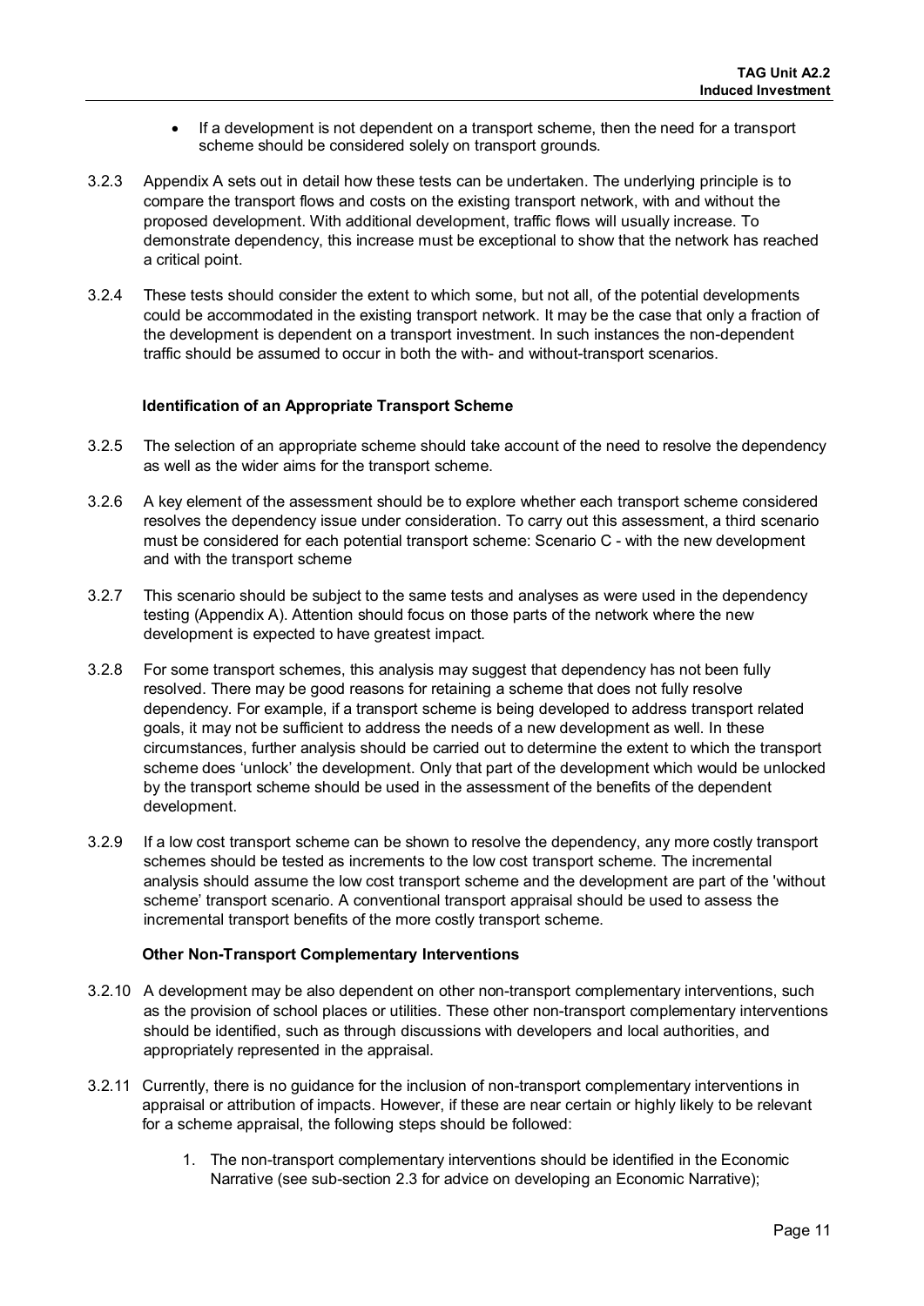- If a development is not dependent on a transport scheme, then the need for a transport scheme should be considered solely on transport grounds.

3.2.3 Appendix A sets out in detail how these tests can be undertaken. The underlying principle is to compare the transport flows and costs on the existing transport network, with and without the proposed development. With additional development, traffic flows will usually increase. To demonstrate dependency, this increase must be exceptional to show that the network has reached a critical point.

3.2.4 These tests should consider the extent to which some, but not all, of the potential developments could be accommodated in the existing transport network. It may be the case that only a fraction of the development is dependent on a transport investment. In such instances the non-dependent traffic should be assumed to occur in both the with- and without-transport scenarios.

**Identification of an Appropriate Transport Scheme**

3.2.5 The selection of an appropriate scheme should take account of the need to resolve the dependency as well as the wider aims for the transport scheme.

3.2.6 A key element of the assessment should be to explore whether each transport scheme considered resolves the dependency issue under consideration. To carry out this assessment, a third scenario must be considered for each potential transport scheme: Scenario C - with the new development and with the transport scheme

3.2.7 This scenario should be subject to the same tests and analyses as were used in the dependency testing (Appendix A). Attention should focus on those parts of the network where the new development is expected to have greatest impact.

3.2.8 For some transport schemes, this analysis may suggest that dependency has not been fully resolved. There may be good reasons for retaining a scheme that does not fully resolve dependency. For example, if a transport scheme is being developed to address transport related goals, it may not be sufficient to address the needs of a new development as well. In these circumstances, further analysis should be carried out to determine the extent to which the transport scheme does 'unlock' the development. Only that part of the development which would be unlocked by the transport scheme should be used in the assessment of the benefits of the dependent development.

3.2.9 If a low cost transport scheme can be shown to resolve the dependency, any more costly transport schemes should be tested as increments to the low cost transport scheme. The incremental analysis should assume the low cost transport scheme and the development are part of the 'without scheme' transport scenario. A conventional transport appraisal should be used to assess the incremental transport benefits of the more costly transport scheme.

**Other Non-Transport Complementary Interventions**

3.2.10 A development may be also dependent on other non-transport complementary interventions, such as the provision of school places or utilities. These other non-transport complementary interventions should be identified, such as through discussions with developers and local authorities, and appropriately represented in the appraisal.

3.2.11 Currently, there is no guidance for the inclusion of non-transport complementary interventions in appraisal or attribution of impacts. However, if these are near certain or highly likely to be relevant for a scheme appraisal, the following steps should be followed:

1. The non-transport complementary interventions should be identified in the Economic Narrative (see sub-section 2.3 for advice on developing an Economic Narrative);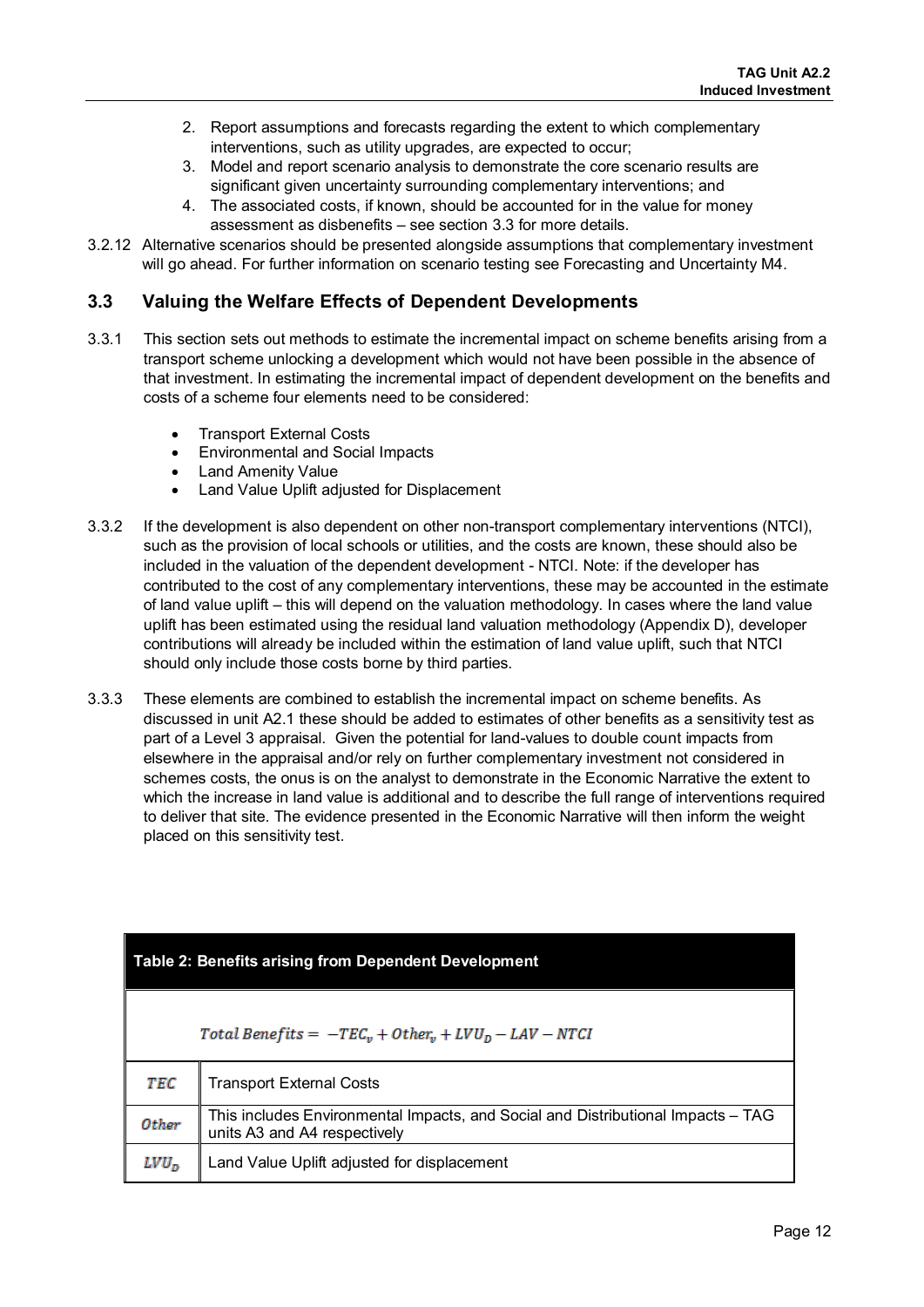2. Report assumptions and forecasts regarding the extent to which complementary interventions, such as utility upgrades, are expected to occur;
3. Model and report scenario analysis to demonstrate the core scenario results are significant given uncertainty surrounding complementary interventions; and
4. The associated costs, if known, should be accounted for in the value for money assessment as disbenefits – see section 3.3 for more details.

3.2.12 Alternative scenarios should be presented alongside assumptions that complementary investment will go ahead. For further information on scenario testing see Forecasting and Uncertainty M4.

## 3.3 Valuing the Welfare Effects of Dependent Developments

3.3.1 This section sets out methods to estimate the incremental impact on scheme benefits arising from a transport scheme unlocking a development which would not have been possible in the absence of that investment. In estimating the incremental impact of dependent development on the benefits and costs of a scheme four elements need to be considered:

- Transport External Costs
- Environmental and Social Impacts
- Land Amenity Value
- Land Value Uplift adjusted for Displacement

3.3.2 If the development is also dependent on other non-transport complementary interventions (NTCI), such as the provision of local schools or utilities, and the costs are known, these should also be included in the valuation of the dependent development - NTCI. Note: if the developer has contributed to the cost of any complementary interventions, these may be accounted in the estimate of land value uplift – this will depend on the valuation methodology. In cases where the land value uplift has been estimated using the residual land valuation methodology (Appendix D), developer contributions will already be included within the estimation of land value uplift, such that NTCI should only include those costs borne by third parties.

3.3.3 These elements are combined to establish the incremental impact on scheme benefits. As discussed in unit A2.1 these should be added to estimates of other benefits as a sensitivity test as part of a Level 3 appraisal. Given the potential for land-values to double count impacts from elsewhere in the appraisal and/or rely on further complementary investment not considered in schemes costs, the onus is on the analyst to demonstrate in the Economic Narrative the extent to which the increase in land value is additional and to describe the full range of interventions required to deliver that site. The evidence presented in the Economic Narrative will then inform the weight placed on this sensitivity test.

| **Table 2: Benefits arising from Dependent Development** | |
|---|---|
| $$Total\ Benefits = -TEC_v + Other_v + LVU_D - LAV - NTCI$$ | |
| $TEC$ | Transport External Costs |
| $Other$ | This includes Environmental Impacts, and Social and Distributional Impacts – TAG units A3 and A4 respectively |
| $LVU_D$ | Land Value Uplift adjusted for displacement |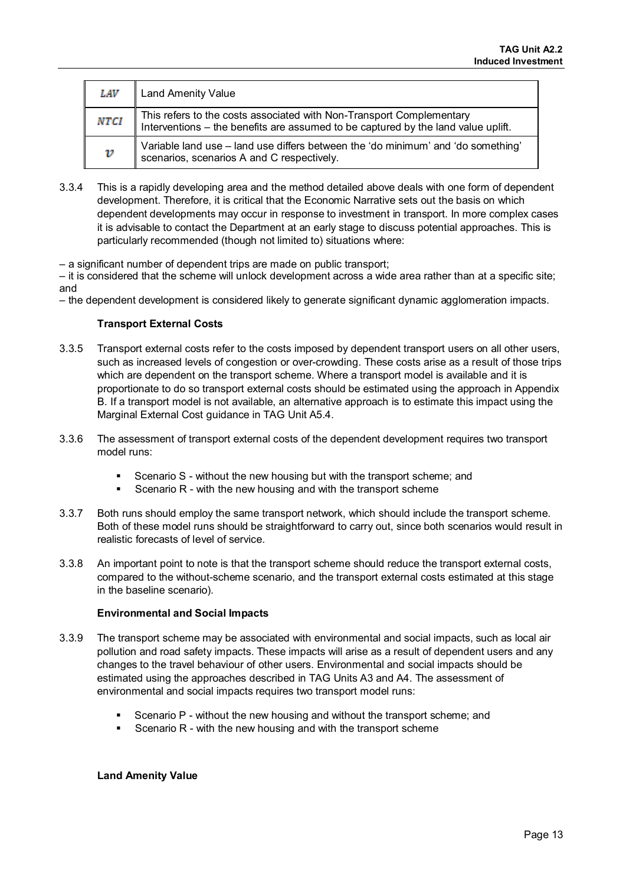| | |
|---|---|
| $LAV$ | Land Amenity Value |
| $NTCI$ | This refers to the costs associated with Non-Transport Complementary Interventions – the benefits are assumed to be captured by the land value uplift. |
| $v$ | Variable land use – land use differs between the 'do minimum' and 'do something' scenarios, scenarios A and C respectively. |

3.3.4 This is a rapidly developing area and the method detailed above deals with one form of dependent development. Therefore, it is critical that the Economic Narrative sets out the basis on which dependent developments may occur in response to investment in transport. In more complex cases it is advisable to contact the Department at an early stage to discuss potential approaches. This is particularly recommended (though not limited to) situations where:

– a significant number of dependent trips are made on public transport;
– it is considered that the scheme will unlock development across a wide area rather than at a specific site; and
– the dependent development is considered likely to generate significant dynamic agglomeration impacts.

**Transport External Costs**

3.3.5 Transport external costs refer to the costs imposed by dependent transport users on all other users, such as increased levels of congestion or over-crowding. These costs arise as a result of those trips which are dependent on the transport scheme. Where a transport model is available and it is proportionate to do so transport external costs should be estimated using the approach in Appendix B. If a transport model is not available, an alternative approach is to estimate this impact using the Marginal External Cost guidance in TAG Unit A5.4.

3.3.6 The assessment of transport external costs of the dependent development requires two transport model runs:

- Scenario S - without the new housing but with the transport scheme; and
- Scenario R - with the new housing and with the transport scheme

3.3.7 Both runs should employ the same transport network, which should include the transport scheme. Both of these model runs should be straightforward to carry out, since both scenarios would result in realistic forecasts of level of service.

3.3.8 An important point to note is that the transport scheme should reduce the transport external costs, compared to the without-scheme scenario, and the transport external costs estimated at this stage in the baseline scenario).

**Environmental and Social Impacts**

3.3.9 The transport scheme may be associated with environmental and social impacts, such as local air pollution and road safety impacts. These impacts will arise as a result of dependent users and any changes to the travel behaviour of other users. Environmental and social impacts should be estimated using the approaches described in TAG Units A3 and A4. The assessment of environmental and social impacts requires two transport model runs:

- Scenario P - without the new housing and without the transport scheme; and
- Scenario R - with the new housing and with the transport scheme

**Land Amenity Value**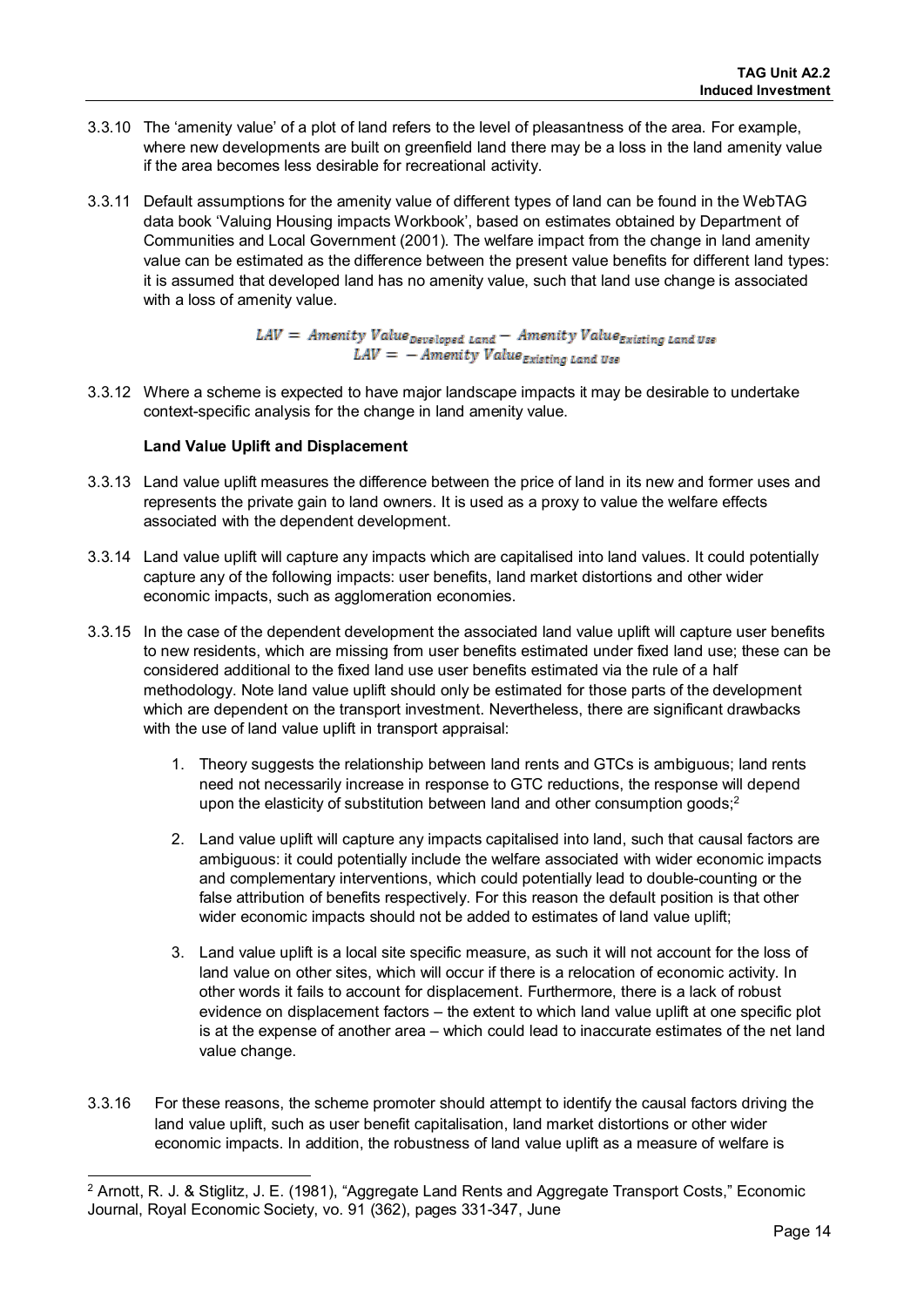3.3.10 The 'amenity value' of a plot of land refers to the level of pleasantness of the area. For example, where new developments are built on greenfield land there may be a loss in the land amenity value if the area becomes less desirable for recreational activity.

3.3.11 Default assumptions for the amenity value of different types of land can be found in the WebTAG data book 'Valuing Housing impacts Workbook', based on estimates obtained by Department of Communities and Local Government (2001). The welfare impact from the change in land amenity value can be estimated as the difference between the present value benefits for different land types: it is assumed that developed land has no amenity value, such that land use change is associated with a loss of amenity value.

$$LAV = \text{Amenity Value}_{\text{Developed Land}} - \text{Amenity Value}_{\text{Existing Land Use}}$$
$$LAV = -\text{Amenity Value}_{\text{Existing Land Use}}$$

3.3.12 Where a scheme is expected to have major landscape impacts it may be desirable to undertake context-specific analysis for the change in land amenity value.

**Land Value Uplift and Displacement**

3.3.13 Land value uplift measures the difference between the price of land in its new and former uses and represents the private gain to land owners. It is used as a proxy to value the welfare effects associated with the dependent development.

3.3.14 Land value uplift will capture any impacts which are capitalised into land values. It could potentially capture any of the following impacts: user benefits, land market distortions and other wider economic impacts, such as agglomeration economies.

3.3.15 In the case of the dependent development the associated land value uplift will capture user benefits to new residents, which are missing from user benefits estimated under fixed land use; these can be considered additional to the fixed land use user benefits estimated via the rule of a half methodology. Note land value uplift should only be estimated for those parts of the development which are dependent on the transport investment. Nevertheless, there are significant drawbacks with the use of land value uplift in transport appraisal:

1. Theory suggests the relationship between land rents and GTCs is ambiguous; land rents need not necessarily increase in response to GTC reductions, the response will depend upon the elasticity of substitution between land and other consumption goods;[2]

2. Land value uplift will capture any impacts capitalised into land, such that causal factors are ambiguous: it could potentially include the welfare associated with wider economic impacts and complementary interventions, which could potentially lead to double-counting or the false attribution of benefits respectively. For this reason the default position is that other wider economic impacts should not be added to estimates of land value uplift;

3. Land value uplift is a local site specific measure, as such it will not account for the loss of land value on other sites, which will occur if there is a relocation of economic activity. In other words it fails to account for displacement. Furthermore, there is a lack of robust evidence on displacement factors – the extent to which land value uplift at one specific plot is at the expense of another area – which could lead to inaccurate estimates of the net land value change.

3.3.16 For these reasons, the scheme promoter should attempt to identify the causal factors driving the land value uplift, such as user benefit capitalisation, land market distortions or other wider economic impacts. In addition, the robustness of land value uplift as a measure of welfare is

[2] Arnott, R. J. & Stiglitz, J. E. (1981), "Aggregate Land Rents and Aggregate Transport Costs," Economic Journal, Royal Economic Society, vo. 91 (362), pages 331-347, June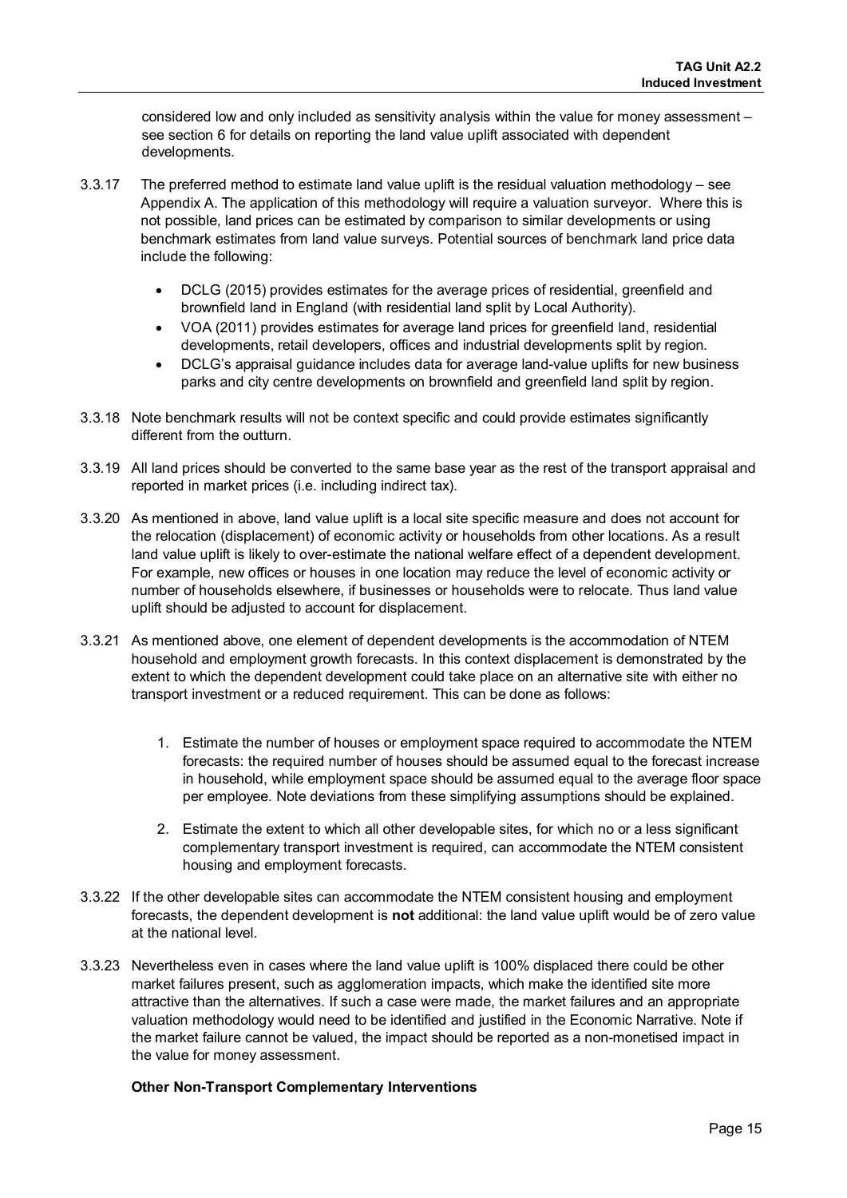considered low and only included as sensitivity analysis within the value for money assessment – see section 6 for details on reporting the land value uplift associated with dependent developments.

3.3.17 The preferred method to estimate land value uplift is the residual valuation methodology – see Appendix A. The application of this methodology will require a valuation surveyor. Where this is not possible, land prices can be estimated by comparison to similar developments or using benchmark estimates from land value surveys. Potential sources of benchmark land price data include the following:

- DCLG (2015) provides estimates for the average prices of residential, greenfield and brownfield land in England (with residential land split by Local Authority).
- VOA (2011) provides estimates for average land prices for greenfield land, residential developments, retail developers, offices and industrial developments split by region.
- DCLG's appraisal guidance includes data for average land-value uplifts for new business parks and city centre developments on brownfield and greenfield land split by region.

3.3.18 Note benchmark results will not be context specific and could provide estimates significantly different from the outturn.

3.3.19 All land prices should be converted to the same base year as the rest of the transport appraisal and reported in market prices (i.e. including indirect tax).

3.3.20 As mentioned in above, land value uplift is a local site specific measure and does not account for the relocation (displacement) of economic activity or households from other locations. As a result land value uplift is likely to over-estimate the national welfare effect of a dependent development. For example, new offices or houses in one location may reduce the level of economic activity or number of households elsewhere, if businesses or households were to relocate. Thus land value uplift should be adjusted to account for displacement.

3.3.21 As mentioned above, one element of dependent developments is the accommodation of NTEM household and employment growth forecasts. In this context displacement is demonstrated by the extent to which the dependent development could take place on an alternative site with either no transport investment or a reduced requirement. This can be done as follows:

1. Estimate the number of houses or employment space required to accommodate the NTEM forecasts: the required number of houses should be assumed equal to the forecast increase in household, while employment space should be assumed equal to the average floor space per employee. Note deviations from these simplifying assumptions should be explained.

2. Estimate the extent to which all other developable sites, for which no or a less significant complementary transport investment is required, can accommodate the NTEM consistent housing and employment forecasts.

3.3.22 If the other developable sites can accommodate the NTEM consistent housing and employment forecasts, the dependent development is **not** additional: the land value uplift would be of zero value at the national level.

3.3.23 Nevertheless even in cases where the land value uplift is 100% displaced there could be other market failures present, such as agglomeration impacts, which make the identified site more attractive than the alternatives. If such a case were made, the market failures and an appropriate valuation methodology would need to be identified and justified in the Economic Narrative. Note if the market failure cannot be valued, the impact should be reported as a non-monetised impact in the value for money assessment.

**Other Non-Transport Complementary Interventions**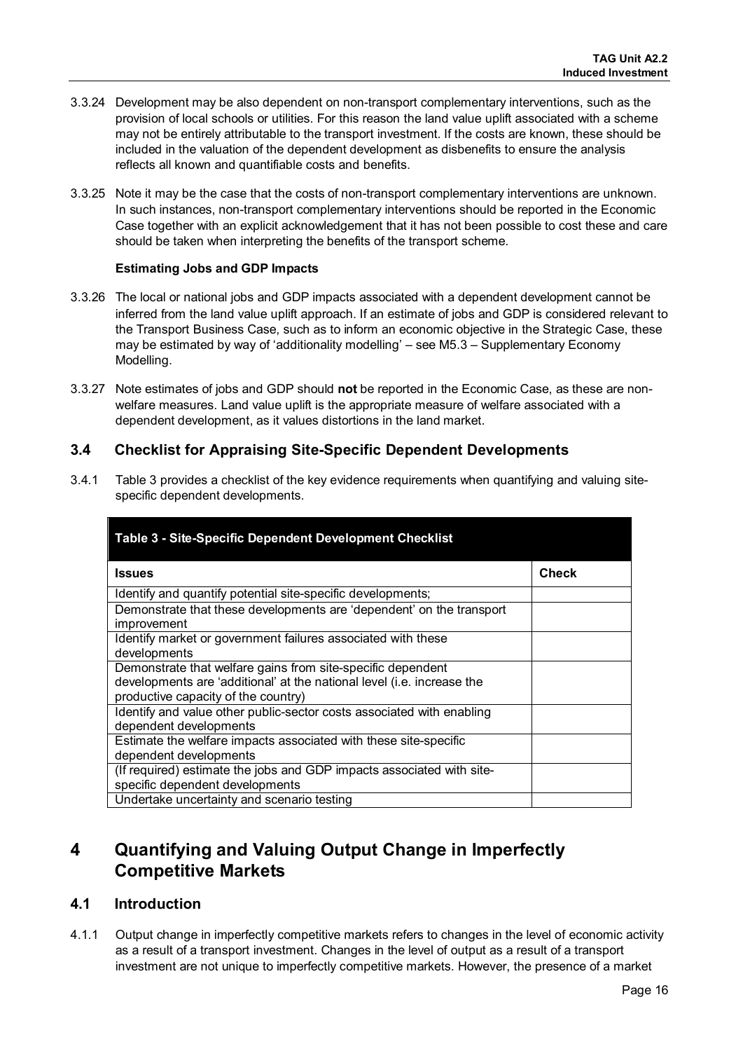3.3.24 Development may be also dependent on non-transport complementary interventions, such as the provision of local schools or utilities. For this reason the land value uplift associated with a scheme may not be entirely attributable to the transport investment. If the costs are known, these should be included in the valuation of the dependent development as disbenefits to ensure the analysis reflects all known and quantifiable costs and benefits.

3.3.25 Note it may be the case that the costs of non-transport complementary interventions are unknown. In such instances, non-transport complementary interventions should be reported in the Economic Case together with an explicit acknowledgement that it has not been possible to cost these and care should be taken when interpreting the benefits of the transport scheme.

**Estimating Jobs and GDP Impacts**

3.3.26 The local or national jobs and GDP impacts associated with a dependent development cannot be inferred from the land value uplift approach. If an estimate of jobs and GDP is considered relevant to the Transport Business Case, such as to inform an economic objective in the Strategic Case, these may be estimated by way of 'additionality modelling' – see M5.3 – Supplementary Economy Modelling.

3.3.27 Note estimates of jobs and GDP should **not** be reported in the Economic Case, as these are non-welfare measures. Land value uplift is the appropriate measure of welfare associated with a dependent development, as it values distortions in the land market.

## 3.4 Checklist for Appraising Site-Specific Dependent Developments

3.4.1 Table 3 provides a checklist of the key evidence requirements when quantifying and valuing site-specific dependent developments.

**Table 3 - Site-Specific Dependent Development Checklist**

| Issues | Check |
|---|---|
| Identify and quantify potential site-specific developments; | |
| Demonstrate that these developments are 'dependent' on the transport improvement | |
| Identify market or government failures associated with these developments | |
| Demonstrate that welfare gains from site-specific dependent developments are 'additional' at the national level (i.e. increase the productive capacity of the country) | |
| Identify and value other public-sector costs associated with enabling dependent developments | |
| Estimate the welfare impacts associated with these site-specific dependent developments | |
| (If required) estimate the jobs and GDP impacts associated with site-specific dependent developments | |
| Undertake uncertainty and scenario testing | |

# 4 Quantifying and Valuing Output Change in Imperfectly Competitive Markets

## 4.1 Introduction

4.1.1 Output change in imperfectly competitive markets refers to changes in the level of economic activity as a result of a transport investment. Changes in the level of output as a result of a transport investment are not unique to imperfectly competitive markets. However, the presence of a market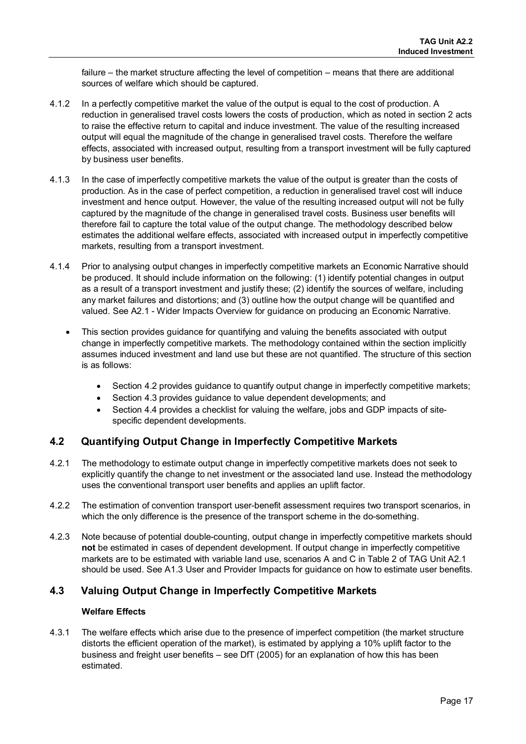failure – the market structure affecting the level of competition – means that there are additional sources of welfare which should be captured.

4.1.2 In a perfectly competitive market the value of the output is equal to the cost of production. A reduction in generalised travel costs lowers the costs of production, which as noted in section 2 acts to raise the effective return to capital and induce investment. The value of the resulting increased output will equal the magnitude of the change in generalised travel costs. Therefore the welfare effects, associated with increased output, resulting from a transport investment will be fully captured by business user benefits.

4.1.3 In the case of imperfectly competitive markets the value of the output is greater than the costs of production. As in the case of perfect competition, a reduction in generalised travel cost will induce investment and hence output. However, the value of the resulting increased output will not be fully captured by the magnitude of the change in generalised travel costs. Business user benefits will therefore fail to capture the total value of the output change. The methodology described below estimates the additional welfare effects, associated with increased output in imperfectly competitive markets, resulting from a transport investment.

4.1.4 Prior to analysing output changes in imperfectly competitive markets an Economic Narrative should be produced. It should include information on the following: (1) identify potential changes in output as a result of a transport investment and justify these; (2) identify the sources of welfare, including any market failures and distortions; and (3) outline how the output change will be quantified and valued. See A2.1 - Wider Impacts Overview for guidance on producing an Economic Narrative.

- This section provides guidance for quantifying and valuing the benefits associated with output change in imperfectly competitive markets. The methodology contained within the section implicitly assumes induced investment and land use but these are not quantified. The structure of this section is as follows:
  - Section 4.2 provides guidance to quantify output change in imperfectly competitive markets;
  - Section 4.3 provides guidance to value dependent developments; and
  - Section 4.4 provides a checklist for valuing the welfare, jobs and GDP impacts of site-specific dependent developments.

## 4.2 Quantifying Output Change in Imperfectly Competitive Markets

4.2.1 The methodology to estimate output change in imperfectly competitive markets does not seek to explicitly quantify the change to net investment or the associated land use. Instead the methodology uses the conventional transport user benefits and applies an uplift factor.

4.2.2 The estimation of convention transport user-benefit assessment requires two transport scenarios, in which the only difference is the presence of the transport scheme in the do-something.

4.2.3 Note because of potential double-counting, output change in imperfectly competitive markets should **not** be estimated in cases of dependent development. If output change in imperfectly competitive markets are to be estimated with variable land use, scenarios A and C in Table 2 of TAG Unit A2.1 should be used. See A1.3 User and Provider Impacts for guidance on how to estimate user benefits.

## 4.3 Valuing Output Change in Imperfectly Competitive Markets

**Welfare Effects**

4.3.1 The welfare effects which arise due to the presence of imperfect competition (the market structure distorts the efficient operation of the market), is estimated by applying a 10% uplift factor to the business and freight user benefits – see DfT (2005) for an explanation of how this has been estimated.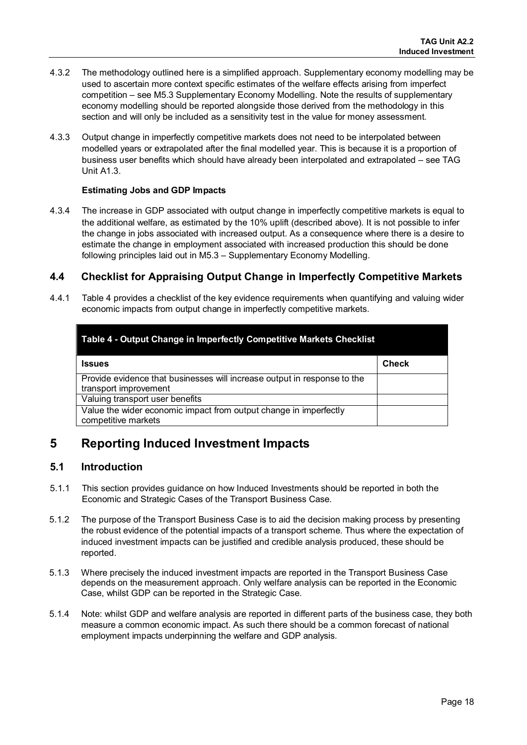4.3.2 The methodology outlined here is a simplified approach. Supplementary economy modelling may be used to ascertain more context specific estimates of the welfare effects arising from imperfect competition – see M5.3 Supplementary Economy Modelling. Note the results of supplementary economy modelling should be reported alongside those derived from the methodology in this section and will only be included as a sensitivity test in the value for money assessment.

4.3.3 Output change in imperfectly competitive markets does not need to be interpolated between modelled years or extrapolated after the final modelled year. This is because it is a proportion of business user benefits which should have already been interpolated and extrapolated – see TAG Unit A1.3.

**Estimating Jobs and GDP Impacts**

4.3.4 The increase in GDP associated with output change in imperfectly competitive markets is equal to the additional welfare, as estimated by the 10% uplift (described above). It is not possible to infer the change in jobs associated with increased output. As a consequence where there is a desire to estimate the change in employment associated with increased production this should be done following principles laid out in M5.3 – Supplementary Economy Modelling.

## 4.4 Checklist for Appraising Output Change in Imperfectly Competitive Markets

4.4.1 Table 4 provides a checklist of the key evidence requirements when quantifying and valuing wider economic impacts from output change in imperfectly competitive markets.

**Table 4 - Output Change in Imperfectly Competitive Markets Checklist**

| Issues | Check |
|---|---|
| Provide evidence that businesses will increase output in response to the transport improvement | |
| Valuing transport user benefits | |
| Value the wider economic impact from output change in imperfectly competitive markets | |

# 5 Reporting Induced Investment Impacts

## 5.1 Introduction

5.1.1 This section provides guidance on how Induced Investments should be reported in both the Economic and Strategic Cases of the Transport Business Case.

5.1.2 The purpose of the Transport Business Case is to aid the decision making process by presenting the robust evidence of the potential impacts of a transport scheme. Thus where the expectation of induced investment impacts can be justified and credible analysis produced, these should be reported.

5.1.3 Where precisely the induced investment impacts are reported in the Transport Business Case depends on the measurement approach. Only welfare analysis can be reported in the Economic Case, whilst GDP can be reported in the Strategic Case.

5.1.4 Note: whilst GDP and welfare analysis are reported in different parts of the business case, they both measure a common economic impact. As such there should be a common forecast of national employment impacts underpinning the welfare and GDP analysis.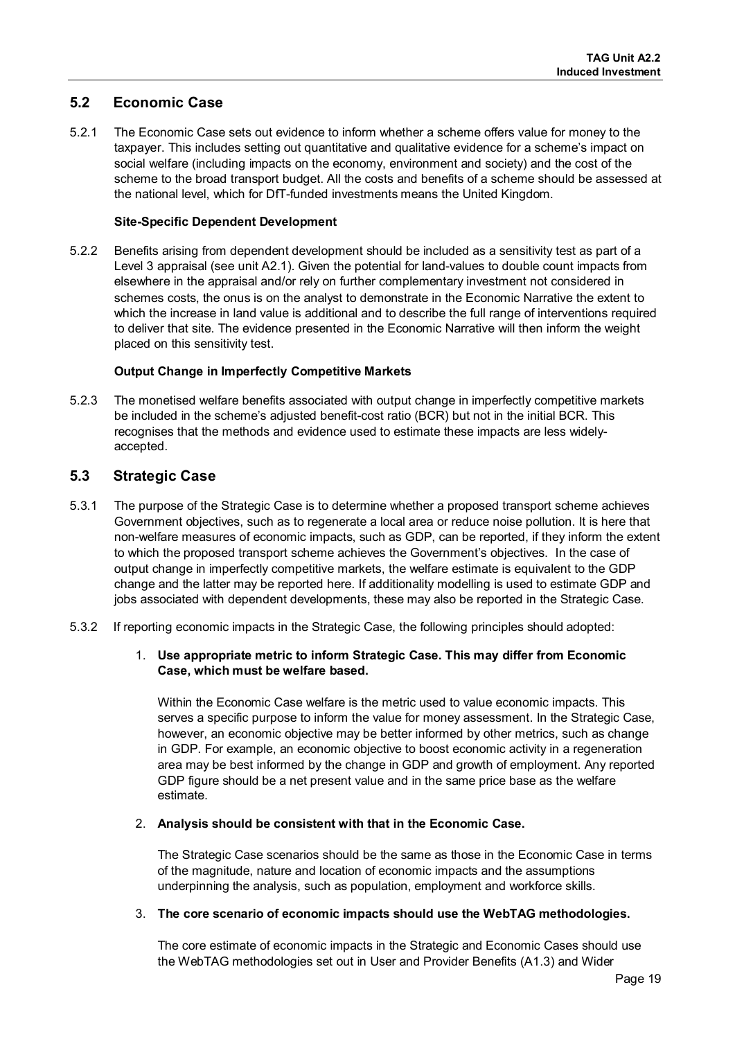## 5.2 Economic Case

5.2.1 The Economic Case sets out evidence to inform whether a scheme offers value for money to the taxpayer. This includes setting out quantitative and qualitative evidence for a scheme's impact on social welfare (including impacts on the economy, environment and society) and the cost of the scheme to the broad transport budget. All the costs and benefits of a scheme should be assessed at the national level, which for DfT-funded investments means the United Kingdom.

**Site-Specific Dependent Development**

5.2.2 Benefits arising from dependent development should be included as a sensitivity test as part of a Level 3 appraisal (see unit A2.1). Given the potential for land-values to double count impacts from elsewhere in the appraisal and/or rely on further complementary investment not considered in schemes costs, the onus is on the analyst to demonstrate in the Economic Narrative the extent to which the increase in land value is additional and to describe the full range of interventions required to deliver that site. The evidence presented in the Economic Narrative will then inform the weight placed on this sensitivity test.

**Output Change in Imperfectly Competitive Markets**

5.2.3 The monetised welfare benefits associated with output change in imperfectly competitive markets be included in the scheme's adjusted benefit-cost ratio (BCR) but not in the initial BCR. This recognises that the methods and evidence used to estimate these impacts are less widely-accepted.

## 5.3 Strategic Case

5.3.1 The purpose of the Strategic Case is to determine whether a proposed transport scheme achieves Government objectives, such as to regenerate a local area or reduce noise pollution. It is here that non-welfare measures of economic impacts, such as GDP, can be reported, if they inform the extent to which the proposed transport scheme achieves the Government's objectives. In the case of output change in imperfectly competitive markets, the welfare estimate is equivalent to the GDP change and the latter may be reported here. If additionality modelling is used to estimate GDP and jobs associated with dependent developments, these may also be reported in the Strategic Case.

5.3.2 If reporting economic impacts in the Strategic Case, the following principles should adopted:

1. **Use appropriate metric to inform Strategic Case. This may differ from Economic Case, which must be welfare based.**

   Within the Economic Case welfare is the metric used to value economic impacts. This serves a specific purpose to inform the value for money assessment. In the Strategic Case, however, an economic objective may be better informed by other metrics, such as change in GDP. For example, an economic objective to boost economic activity in a regeneration area may be best informed by the change in GDP and growth of employment. Any reported GDP figure should be a net present value and in the same price base as the welfare estimate.

2. **Analysis should be consistent with that in the Economic Case.**

   The Strategic Case scenarios should be the same as those in the Economic Case in terms of the magnitude, nature and location of economic impacts and the assumptions underpinning the analysis, such as population, employment and workforce skills.

3. **The core scenario of economic impacts should use the WebTAG methodologies.**

   The core estimate of economic impacts in the Strategic and Economic Cases should use the WebTAG methodologies set out in User and Provider Benefits (A1.3) and Wider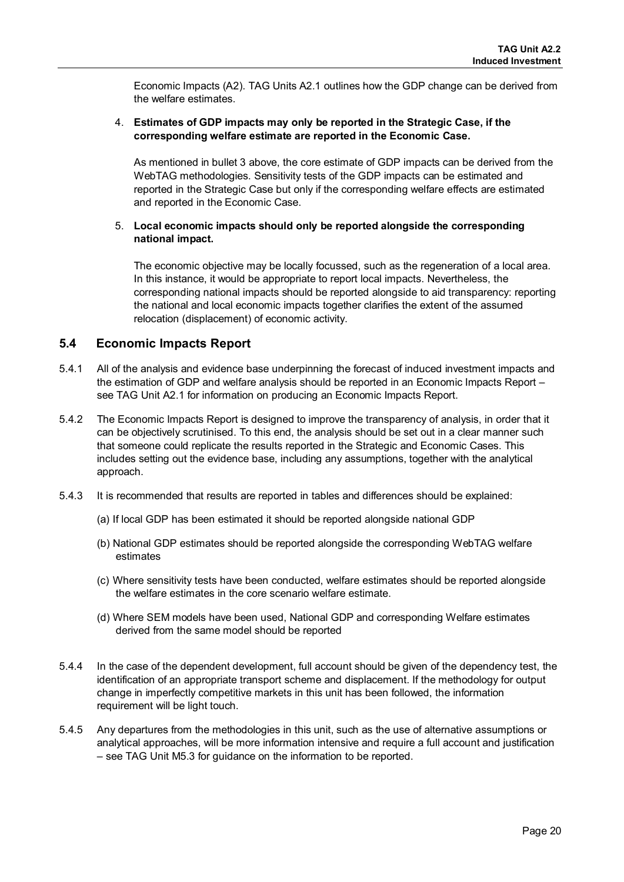Economic Impacts (A2). TAG Units A2.1 outlines how the GDP change can be derived from the welfare estimates.

4. **Estimates of GDP impacts may only be reported in the Strategic Case, if the corresponding welfare estimate are reported in the Economic Case.**

   As mentioned in bullet 3 above, the core estimate of GDP impacts can be derived from the WebTAG methodologies. Sensitivity tests of the GDP impacts can be estimated and reported in the Strategic Case but only if the corresponding welfare effects are estimated and reported in the Economic Case.

5. **Local economic impacts should only be reported alongside the corresponding national impact.**

   The economic objective may be locally focussed, such as the regeneration of a local area. In this instance, it would be appropriate to report local impacts. Nevertheless, the corresponding national impacts should be reported alongside to aid transparency: reporting the national and local economic impacts together clarifies the extent of the assumed relocation (displacement) of economic activity.

## 5.4 Economic Impacts Report

5.4.1 All of the analysis and evidence base underpinning the forecast of induced investment impacts and the estimation of GDP and welfare analysis should be reported in an Economic Impacts Report – see TAG Unit A2.1 for information on producing an Economic Impacts Report.

5.4.2 The Economic Impacts Report is designed to improve the transparency of analysis, in order that it can be objectively scrutinised. To this end, the analysis should be set out in a clear manner such that someone could replicate the results reported in the Strategic and Economic Cases. This includes setting out the evidence base, including any assumptions, together with the analytical approach.

5.4.3 It is recommended that results are reported in tables and differences should be explained:

(a) If local GDP has been estimated it should be reported alongside national GDP

(b) National GDP estimates should be reported alongside the corresponding WebTAG welfare estimates

(c) Where sensitivity tests have been conducted, welfare estimates should be reported alongside the welfare estimates in the core scenario welfare estimate.

(d) Where SEM models have been used, National GDP and corresponding Welfare estimates derived from the same model should be reported

5.4.4 In the case of the dependent development, full account should be given of the dependency test, the identification of an appropriate transport scheme and displacement. If the methodology for output change in imperfectly competitive markets in this unit has been followed, the information requirement will be light touch.

5.4.5 Any departures from the methodologies in this unit, such as the use of alternative assumptions or analytical approaches, will be more information intensive and require a full account and justification – see TAG Unit M5.3 for guidance on the information to be reported.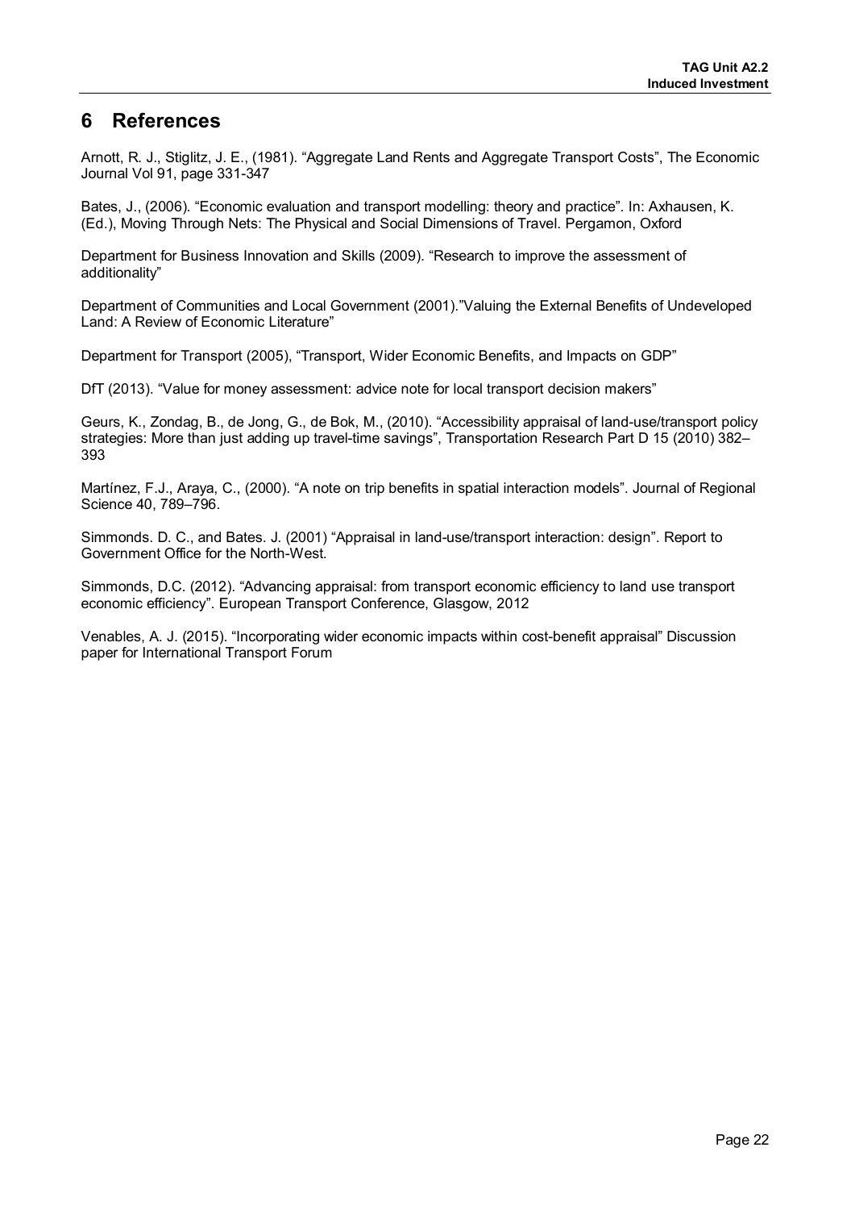# 6 References

Arnott, R. J., Stiglitz, J. E., (1981). "Aggregate Land Rents and Aggregate Transport Costs", The Economic Journal Vol 91, page 331-347

Bates, J., (2006). "Economic evaluation and transport modelling: theory and practice". In: Axhausen, K. (Ed.), Moving Through Nets: The Physical and Social Dimensions of Travel. Pergamon, Oxford

Department for Business Innovation and Skills (2009). "Research to improve the assessment of additionality"

Department of Communities and Local Government (2001)."Valuing the External Benefits of Undeveloped Land: A Review of Economic Literature"

Department for Transport (2005), "Transport, Wider Economic Benefits, and Impacts on GDP"

DfT (2013). "Value for money assessment: advice note for local transport decision makers"

Geurs, K., Zondag, B., de Jong, G., de Bok, M., (2010). "Accessibility appraisal of land-use/transport policy strategies: More than just adding up travel-time savings", Transportation Research Part D 15 (2010) 382–393

Martínez, F.J., Araya, C., (2000). "A note on trip benefits in spatial interaction models". Journal of Regional Science 40, 789–796.

Simmonds. D. C., and Bates. J. (2001) "Appraisal in land-use/transport interaction: design". Report to Government Office for the North-West.

Simmonds, D.C. (2012). "Advancing appraisal: from transport economic efficiency to land use transport economic efficiency". European Transport Conference, Glasgow, 2012

Venables, A. J. (2015). "Incorporating wider economic impacts within cost-benefit appraisal" Discussion paper for International Transport Forum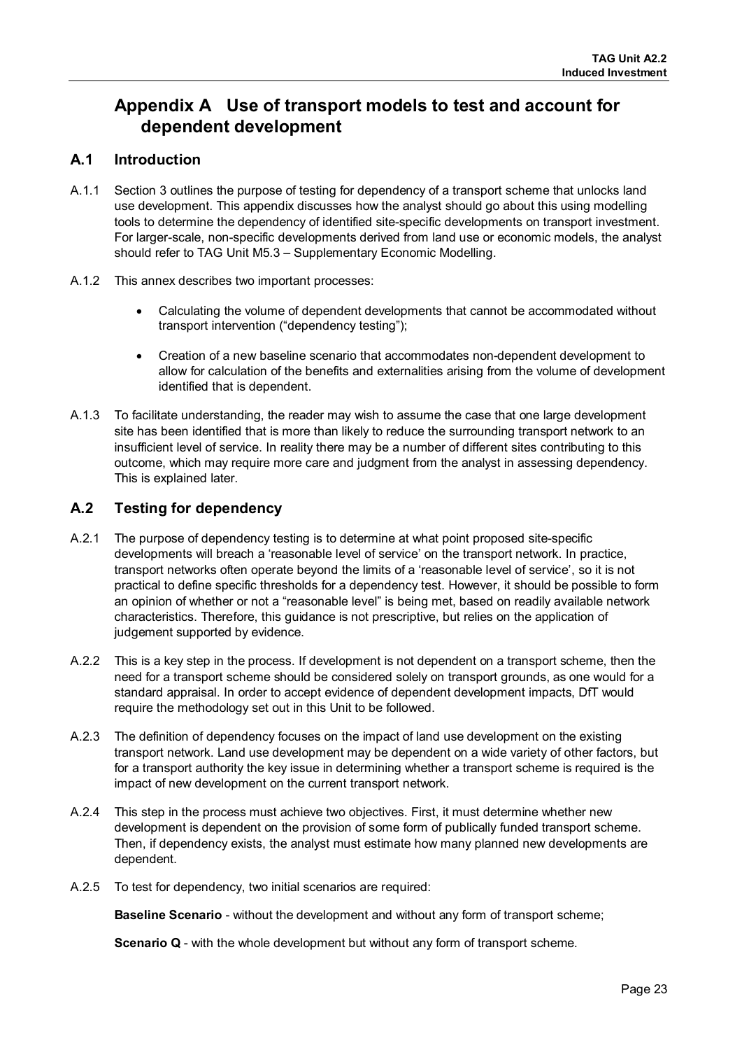# Appendix A Use of transport models to test and account for dependent development

## A.1 Introduction

A.1.1 Section 3 outlines the purpose of testing for dependency of a transport scheme that unlocks land use development. This appendix discusses how the analyst should go about this using modelling tools to determine the dependency of identified site-specific developments on transport investment. For larger-scale, non-specific developments derived from land use or economic models, the analyst should refer to TAG Unit M5.3 – Supplementary Economic Modelling.

A.1.2 This annex describes two important processes:

- Calculating the volume of dependent developments that cannot be accommodated without transport intervention ("dependency testing");
- Creation of a new baseline scenario that accommodates non-dependent development to allow for calculation of the benefits and externalities arising from the volume of development identified that is dependent.

A.1.3 To facilitate understanding, the reader may wish to assume the case that one large development site has been identified that is more than likely to reduce the surrounding transport network to an insufficient level of service. In reality there may be a number of different sites contributing to this outcome, which may require more care and judgment from the analyst in assessing dependency. This is explained later.

## A.2 Testing for dependency

A.2.1 The purpose of dependency testing is to determine at what point proposed site-specific developments will breach a 'reasonable level of service' on the transport network. In practice, transport networks often operate beyond the limits of a 'reasonable level of service', so it is not practical to define specific thresholds for a dependency test. However, it should be possible to form an opinion of whether or not a "reasonable level" is being met, based on readily available network characteristics. Therefore, this guidance is not prescriptive, but relies on the application of judgement supported by evidence.

A.2.2 This is a key step in the process. If development is not dependent on a transport scheme, then the need for a transport scheme should be considered solely on transport grounds, as one would for a standard appraisal. In order to accept evidence of dependent development impacts, DfT would require the methodology set out in this Unit to be followed.

A.2.3 The definition of dependency focuses on the impact of land use development on the existing transport network. Land use development may be dependent on a wide variety of other factors, but for a transport authority the key issue in determining whether a transport scheme is required is the impact of new development on the current transport network.

A.2.4 This step in the process must achieve two objectives. First, it must determine whether new development is dependent on the provision of some form of publically funded transport scheme. Then, if dependency exists, the analyst must estimate how many planned new developments are dependent.

A.2.5 To test for dependency, two initial scenarios are required:

**Baseline Scenario** - without the development and without any form of transport scheme;

**Scenario Q** - with the whole development but without any form of transport scheme.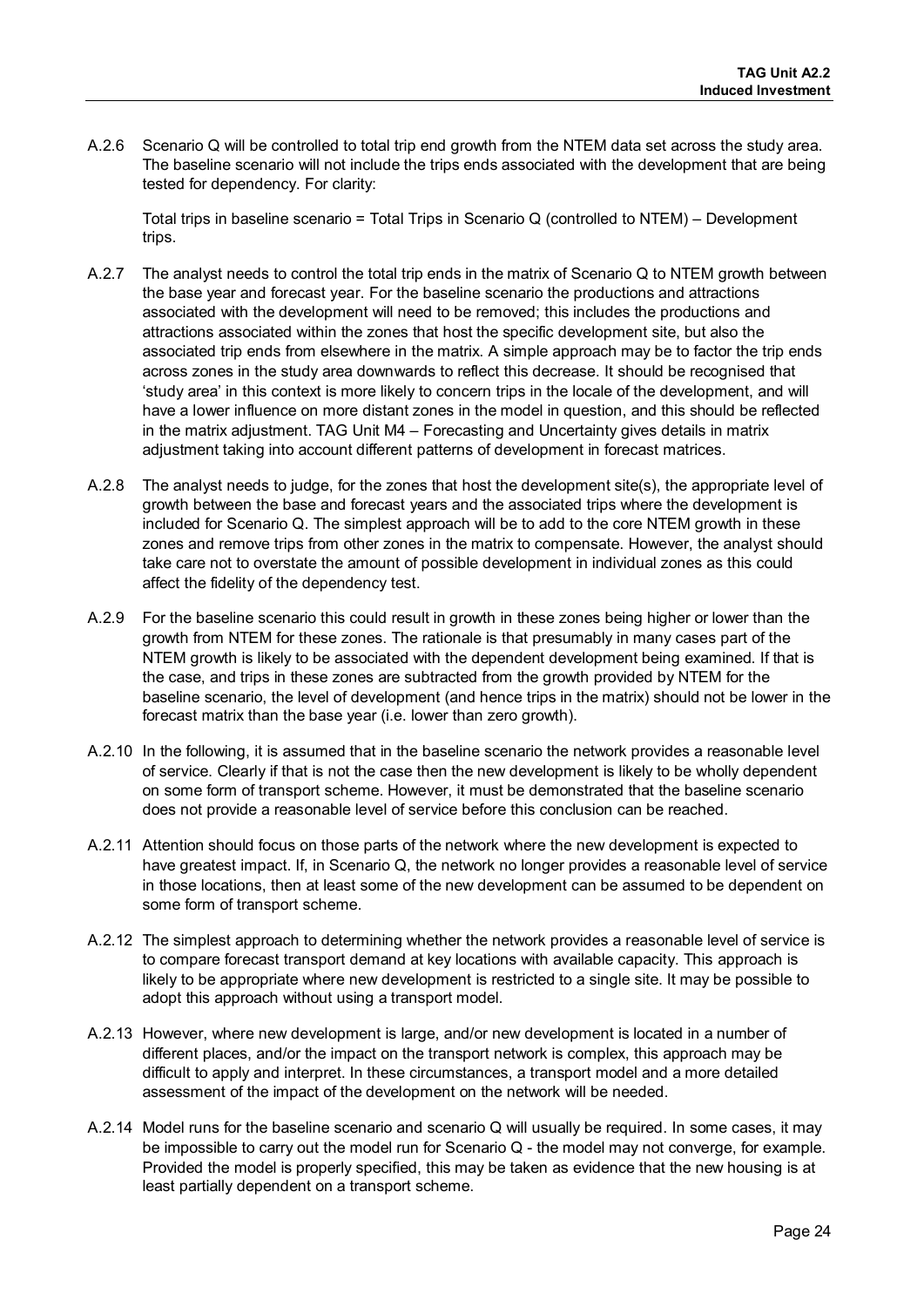A.2.6 Scenario Q will be controlled to total trip end growth from the NTEM data set across the study area. The baseline scenario will not include the trips ends associated with the development that are being tested for dependency. For clarity:

Total trips in baseline scenario = Total Trips in Scenario Q (controlled to NTEM) – Development trips.

A.2.7 The analyst needs to control the total trip ends in the matrix of Scenario Q to NTEM growth between the base year and forecast year. For the baseline scenario the productions and attractions associated with the development will need to be removed; this includes the productions and attractions associated within the zones that host the specific development site, but also the associated trip ends from elsewhere in the matrix. A simple approach may be to factor the trip ends across zones in the study area downwards to reflect this decrease. It should be recognised that 'study area' in this context is more likely to concern trips in the locale of the development, and will have a lower influence on more distant zones in the model in question, and this should be reflected in the matrix adjustment. TAG Unit M4 – Forecasting and Uncertainty gives details in matrix adjustment taking into account different patterns of development in forecast matrices.

A.2.8 The analyst needs to judge, for the zones that host the development site(s), the appropriate level of growth between the base and forecast years and the associated trips where the development is included for Scenario Q. The simplest approach will be to add to the core NTEM growth in these zones and remove trips from other zones in the matrix to compensate. However, the analyst should take care not to overstate the amount of possible development in individual zones as this could affect the fidelity of the dependency test.

A.2.9 For the baseline scenario this could result in growth in these zones being higher or lower than the growth from NTEM for these zones. The rationale is that presumably in many cases part of the NTEM growth is likely to be associated with the dependent development being examined. If that is the case, and trips in these zones are subtracted from the growth provided by NTEM for the baseline scenario, the level of development (and hence trips in the matrix) should not be lower in the forecast matrix than the base year (i.e. lower than zero growth).

A.2.10 In the following, it is assumed that in the baseline scenario the network provides a reasonable level of service. Clearly if that is not the case then the new development is likely to be wholly dependent on some form of transport scheme. However, it must be demonstrated that the baseline scenario does not provide a reasonable level of service before this conclusion can be reached.

A.2.11 Attention should focus on those parts of the network where the new development is expected to have greatest impact. If, in Scenario Q, the network no longer provides a reasonable level of service in those locations, then at least some of the new development can be assumed to be dependent on some form of transport scheme.

A.2.12 The simplest approach to determining whether the network provides a reasonable level of service is to compare forecast transport demand at key locations with available capacity. This approach is likely to be appropriate where new development is restricted to a single site. It may be possible to adopt this approach without using a transport model.

A.2.13 However, where new development is large, and/or new development is located in a number of different places, and/or the impact on the transport network is complex, this approach may be difficult to apply and interpret. In these circumstances, a transport model and a more detailed assessment of the impact of the development on the network will be needed.

A.2.14 Model runs for the baseline scenario and scenario Q will usually be required. In some cases, it may be impossible to carry out the model run for Scenario Q - the model may not converge, for example. Provided the model is properly specified, this may be taken as evidence that the new housing is at least partially dependent on a transport scheme.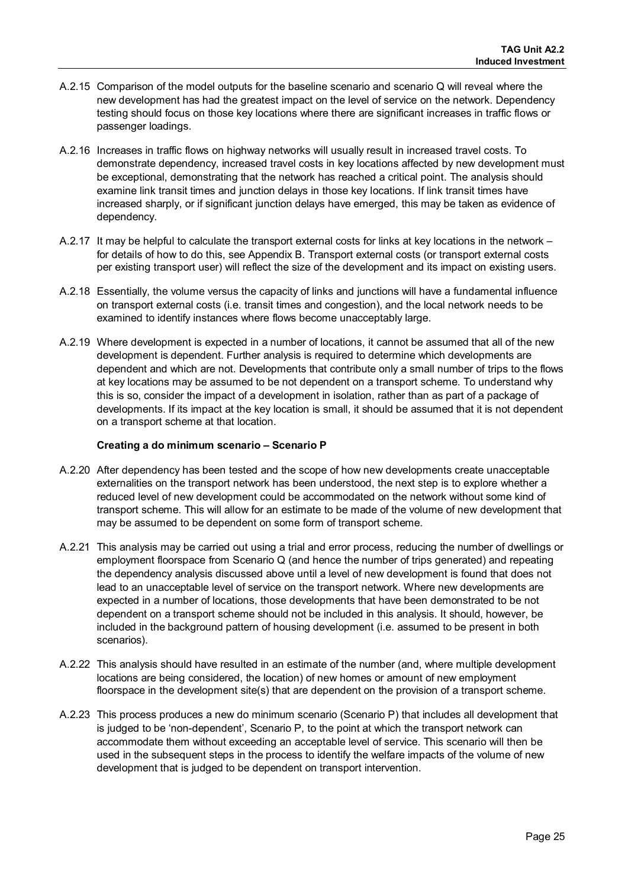A.2.15 Comparison of the model outputs for the baseline scenario and scenario Q will reveal where the new development has had the greatest impact on the level of service on the network. Dependency testing should focus on those key locations where there are significant increases in traffic flows or passenger loadings.

A.2.16 Increases in traffic flows on highway networks will usually result in increased travel costs. To demonstrate dependency, increased travel costs in key locations affected by new development must be exceptional, demonstrating that the network has reached a critical point. The analysis should examine link transit times and junction delays in those key locations. If link transit times have increased sharply, or if significant junction delays have emerged, this may be taken as evidence of dependency.

A.2.17 It may be helpful to calculate the transport external costs for links at key locations in the network – for details of how to do this, see Appendix B. Transport external costs (or transport external costs per existing transport user) will reflect the size of the development and its impact on existing users.

A.2.18 Essentially, the volume versus the capacity of links and junctions will have a fundamental influence on transport external costs (i.e. transit times and congestion), and the local network needs to be examined to identify instances where flows become unacceptably large.

A.2.19 Where development is expected in a number of locations, it cannot be assumed that all of the new development is dependent. Further analysis is required to determine which developments are dependent and which are not. Developments that contribute only a small number of trips to the flows at key locations may be assumed to be not dependent on a transport scheme. To understand why this is so, consider the impact of a development in isolation, rather than as part of a package of developments. If its impact at the key location is small, it should be assumed that it is not dependent on a transport scheme at that location.

**Creating a do minimum scenario – Scenario P**

A.2.20 After dependency has been tested and the scope of how new developments create unacceptable externalities on the transport network has been understood, the next step is to explore whether a reduced level of new development could be accommodated on the network without some kind of transport scheme. This will allow for an estimate to be made of the volume of new development that may be assumed to be dependent on some form of transport scheme.

A.2.21 This analysis may be carried out using a trial and error process, reducing the number of dwellings or employment floorspace from Scenario Q (and hence the number of trips generated) and repeating the dependency analysis discussed above until a level of new development is found that does not lead to an unacceptable level of service on the transport network. Where new developments are expected in a number of locations, those developments that have been demonstrated to be not dependent on a transport scheme should not be included in this analysis. It should, however, be included in the background pattern of housing development (i.e. assumed to be present in both scenarios).

A.2.22 This analysis should have resulted in an estimate of the number (and, where multiple development locations are being considered, the location) of new homes or amount of new employment floorspace in the development site(s) that are dependent on the provision of a transport scheme.

A.2.23 This process produces a new do minimum scenario (Scenario P) that includes all development that is judged to be 'non-dependent', Scenario P, to the point at which the transport network can accommodate them without exceeding an acceptable level of service. This scenario will then be used in the subsequent steps in the process to identify the welfare impacts of the volume of new development that is judged to be dependent on transport intervention.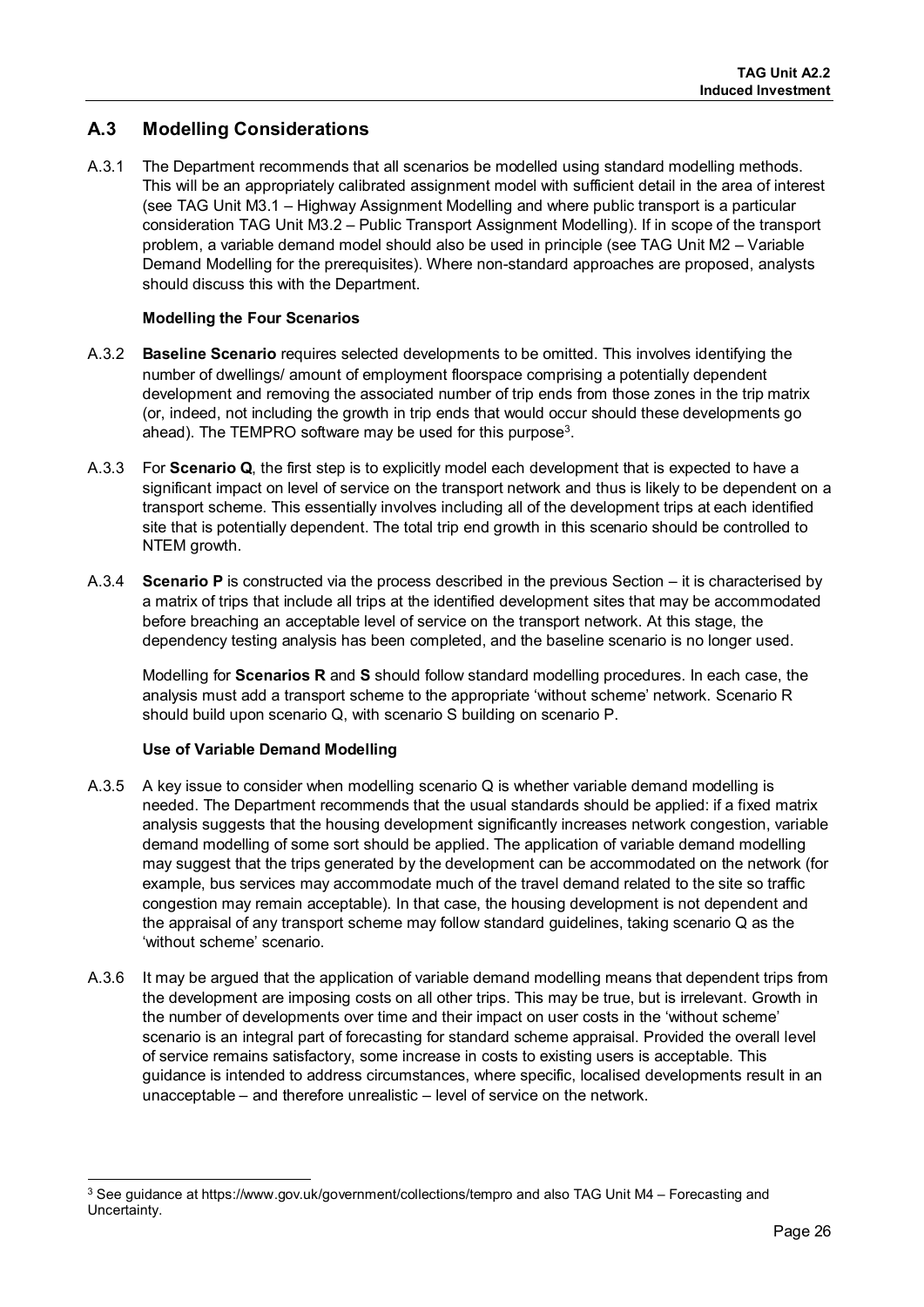## A.3 Modelling Considerations

A.3.1 The Department recommends that all scenarios be modelled using standard modelling methods. This will be an appropriately calibrated assignment model with sufficient detail in the area of interest (see TAG Unit M3.1 – Highway Assignment Modelling and where public transport is a particular consideration TAG Unit M3.2 – Public Transport Assignment Modelling). If in scope of the transport problem, a variable demand model should also be used in principle (see TAG Unit M2 – Variable Demand Modelling for the prerequisites). Where non-standard approaches are proposed, analysts should discuss this with the Department.

### Modelling the Four Scenarios

A.3.2 **Baseline Scenario** requires selected developments to be omitted. This involves identifying the number of dwellings/ amount of employment floorspace comprising a potentially dependent development and removing the associated number of trip ends from those zones in the trip matrix (or, indeed, not including the growth in trip ends that would occur should these developments go ahead). The TEMPRO software may be used for this purpose[3].

A.3.3 For **Scenario Q**, the first step is to explicitly model each development that is expected to have a significant impact on level of service on the transport network and thus is likely to be dependent on a transport scheme. This essentially involves including all of the development trips at each identified site that is potentially dependent. The total trip end growth in this scenario should be controlled to NTEM growth.

A.3.4 **Scenario P** is constructed via the process described in the previous Section – it is characterised by a matrix of trips that include all trips at the identified development sites that may be accommodated before breaching an acceptable level of service on the transport network. At this stage, the dependency testing analysis has been completed, and the baseline scenario is no longer used.

Modelling for **Scenarios R** and **S** should follow standard modelling procedures. In each case, the analysis must add a transport scheme to the appropriate 'without scheme' network. Scenario R should build upon scenario Q, with scenario S building on scenario P.

### Use of Variable Demand Modelling

A.3.5 A key issue to consider when modelling scenario Q is whether variable demand modelling is needed. The Department recommends that the usual standards should be applied: if a fixed matrix analysis suggests that the housing development significantly increases network congestion, variable demand modelling of some sort should be applied. The application of variable demand modelling may suggest that the trips generated by the development can be accommodated on the network (for example, bus services may accommodate much of the travel demand related to the site so traffic congestion may remain acceptable). In that case, the housing development is not dependent and the appraisal of any transport scheme may follow standard guidelines, taking scenario Q as the 'without scheme' scenario.

A.3.6 It may be argued that the application of variable demand modelling means that dependent trips from the development are imposing costs on all other trips. This may be true, but is irrelevant. Growth in the number of developments over time and their impact on user costs in the 'without scheme' scenario is an integral part of forecasting for standard scheme appraisal. Provided the overall level of service remains satisfactory, some increase in costs to existing users is acceptable. This guidance is intended to address circumstances, where specific, localised developments result in an unacceptable – and therefore unrealistic – level of service on the network.

---

[3] See guidance at https://www.gov.uk/government/collections/tempro and also TAG Unit M4 – Forecasting and Uncertainty.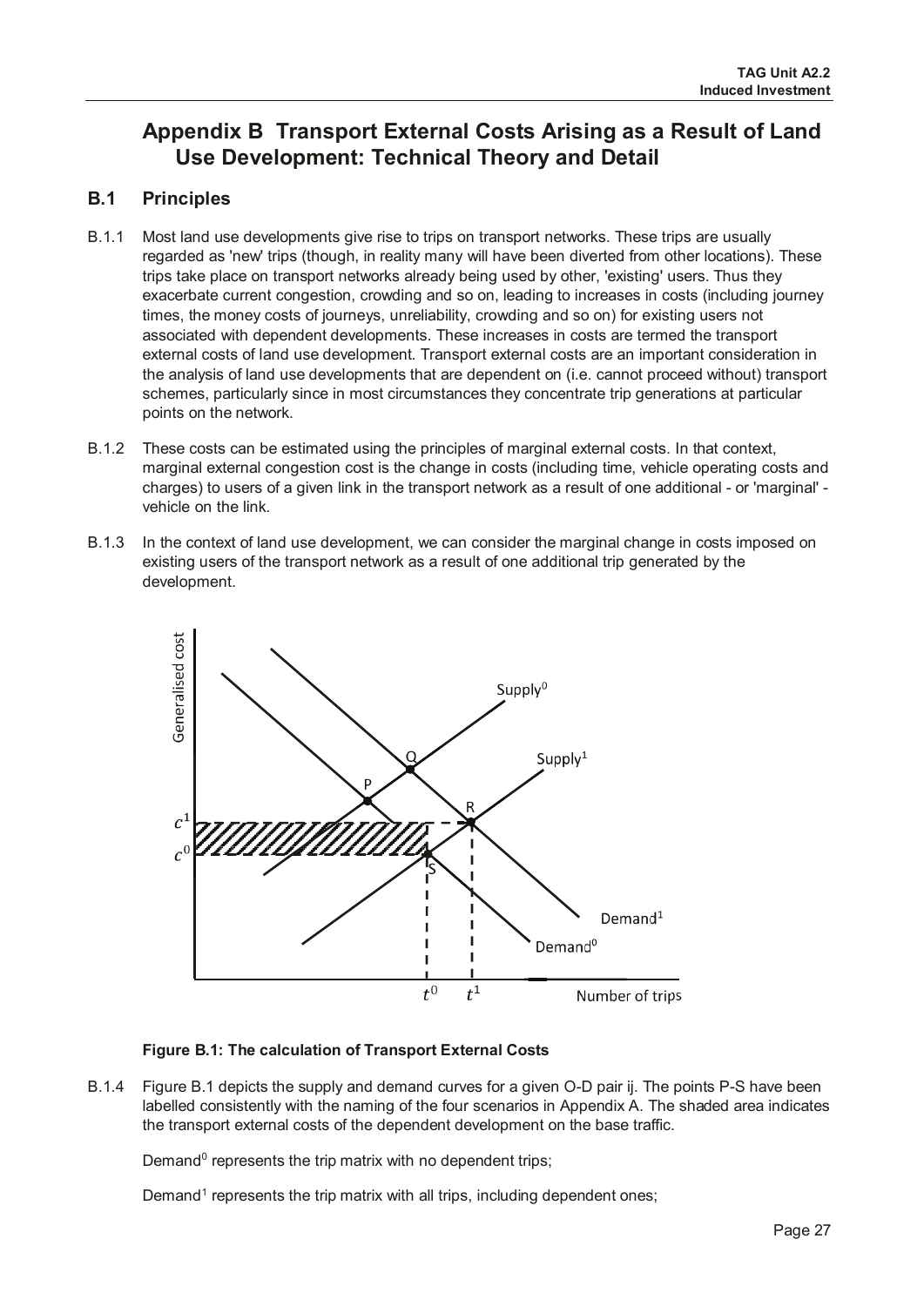# Appendix B Transport External Costs Arising as a Result of Land Use Development: Technical Theory and Detail

## B.1 Principles

B.1.1 Most land use developments give rise to trips on transport networks. These trips are usually regarded as 'new' trips (though, in reality many will have been diverted from other locations). These trips take place on transport networks already being used by other, 'existing' users. Thus they exacerbate current congestion, crowding and so on, leading to increases in costs (including journey times, the money costs of journeys, unreliability, crowding and so on) for existing users not associated with dependent developments. These increases in costs are termed the transport external costs of land use development. Transport external costs are an important consideration in the analysis of land use developments that are dependent on (i.e. cannot proceed without) transport schemes, particularly since in most circumstances they concentrate trip generations at particular points on the network.

B.1.2 These costs can be estimated using the principles of marginal external costs. In that context, marginal external congestion cost is the change in costs (including time, vehicle operating costs and charges) to users of a given link in the transport network as a result of one additional - or 'marginal' - vehicle on the link.

B.1.3 In the context of land use development, we can consider the marginal change in costs imposed on existing users of the transport network as a result of one additional trip generated by the development.

**Figure B.1: The calculation of Transport External Costs**

B.1.4 Figure B.1 depicts the supply and demand curves for a given O-D pair ij. The points P-S have been labelled consistently with the naming of the four scenarios in Appendix A. The shaded area indicates the transport external costs of the dependent development on the base traffic.

Demand$^0$ represents the trip matrix with no dependent trips;

Demand$^1$ represents the trip matrix with all trips, including dependent ones;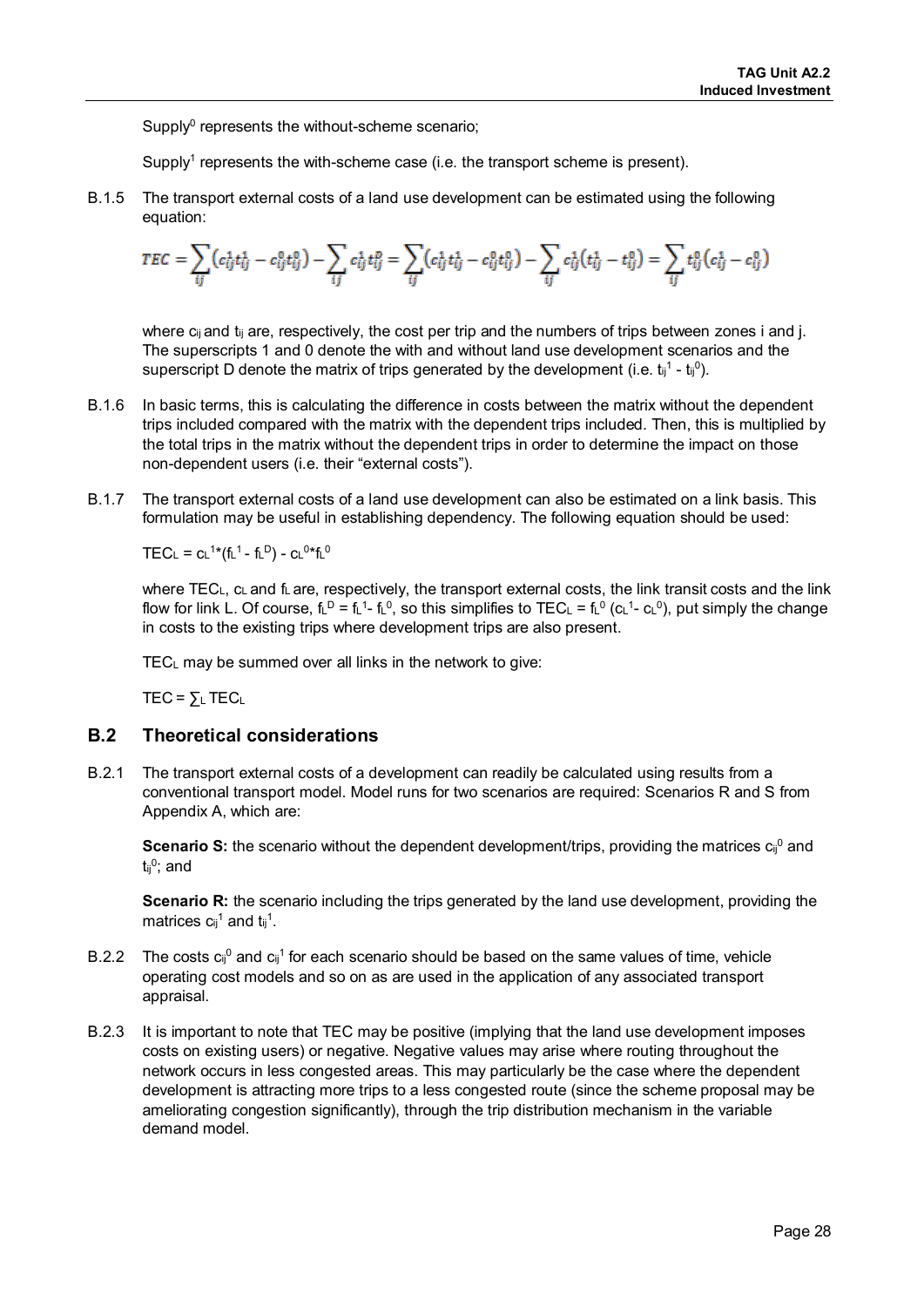Supply$^0$ represents the without-scheme scenario;

Supply$^1$ represents the with-scheme case (i.e. the transport scheme is present).

B.1.5 The transport external costs of a land use development can be estimated using the following equation:

$$TEC = \sum_{ij}\left(c_{ij}^1 t_{ij}^1 - c_{ij}^0 t_{ij}^0\right) - \sum_{ij} c_{ij}^1 t_{ij}^D = \sum_{ij}\left(c_{ij}^1 t_{ij}^1 - c_{ij}^0 t_{ij}^0\right) - \sum_{ij} c_{ij}^1\left(t_{ij}^1 - t_{ij}^0\right) = \sum_{ij} t_{ij}^0\left(c_{ij}^1 - c_{ij}^0\right)$$

where $c_{ij}$ and $t_{ij}$ are, respectively, the cost per trip and the numbers of trips between zones i and j. The superscripts 1 and 0 denote the with and without land use development scenarios and the superscript D denote the matrix of trips generated by the development (i.e. $t_{ij}^1$ - $t_{ij}^0$).

B.1.6 In basic terms, this is calculating the difference in costs between the matrix without the dependent trips included compared with the matrix with the dependent trips included. Then, this is multiplied by the total trips in the matrix without the dependent trips in order to determine the impact on those non-dependent users (i.e. their "external costs").

B.1.7 The transport external costs of a land use development can also be estimated on a link basis. This formulation may be useful in establishing dependency. The following equation should be used:

$TEC_L = c_L^1 * (f_L^1 - f_L^D) - c_L^0 * f_L^0$

where $TEC_L$, $c_L$ and $f_L$ are, respectively, the transport external costs, the link transit costs and the link flow for link L. Of course, $f_L^D = f_L^1 - f_L^0$, so this simplifies to $TEC_L = f_L^0 (c_L^1 - c_L^0)$, put simply the change in costs to the existing trips where development trips are also present.

$TEC_L$ may be summed over all links in the network to give:

$TEC = \sum_L TEC_L$

## B.2 Theoretical considerations

B.2.1 The transport external costs of a development can readily be calculated using results from a conventional transport model. Model runs for two scenarios are required: Scenarios R and S from Appendix A, which are:

**Scenario S:** the scenario without the dependent development/trips, providing the matrices $c_{ij}^0$ and $t_{ij}^0$; and

**Scenario R:** the scenario including the trips generated by the land use development, providing the matrices $c_{ij}^1$ and $t_{ij}^1$.

B.2.2 The costs $c_{ij}^0$ and $c_{ij}^1$ for each scenario should be based on the same values of time, vehicle operating cost models and so on as are used in the application of any associated transport appraisal.

B.2.3 It is important to note that TEC may be positive (implying that the land use development imposes costs on existing users) or negative. Negative values may arise where routing throughout the network occurs in less congested areas. This may particularly be the case where the dependent development is attracting more trips to a less congested route (since the scheme proposal may be ameliorating congestion significantly), through the trip distribution mechanism in the variable demand model.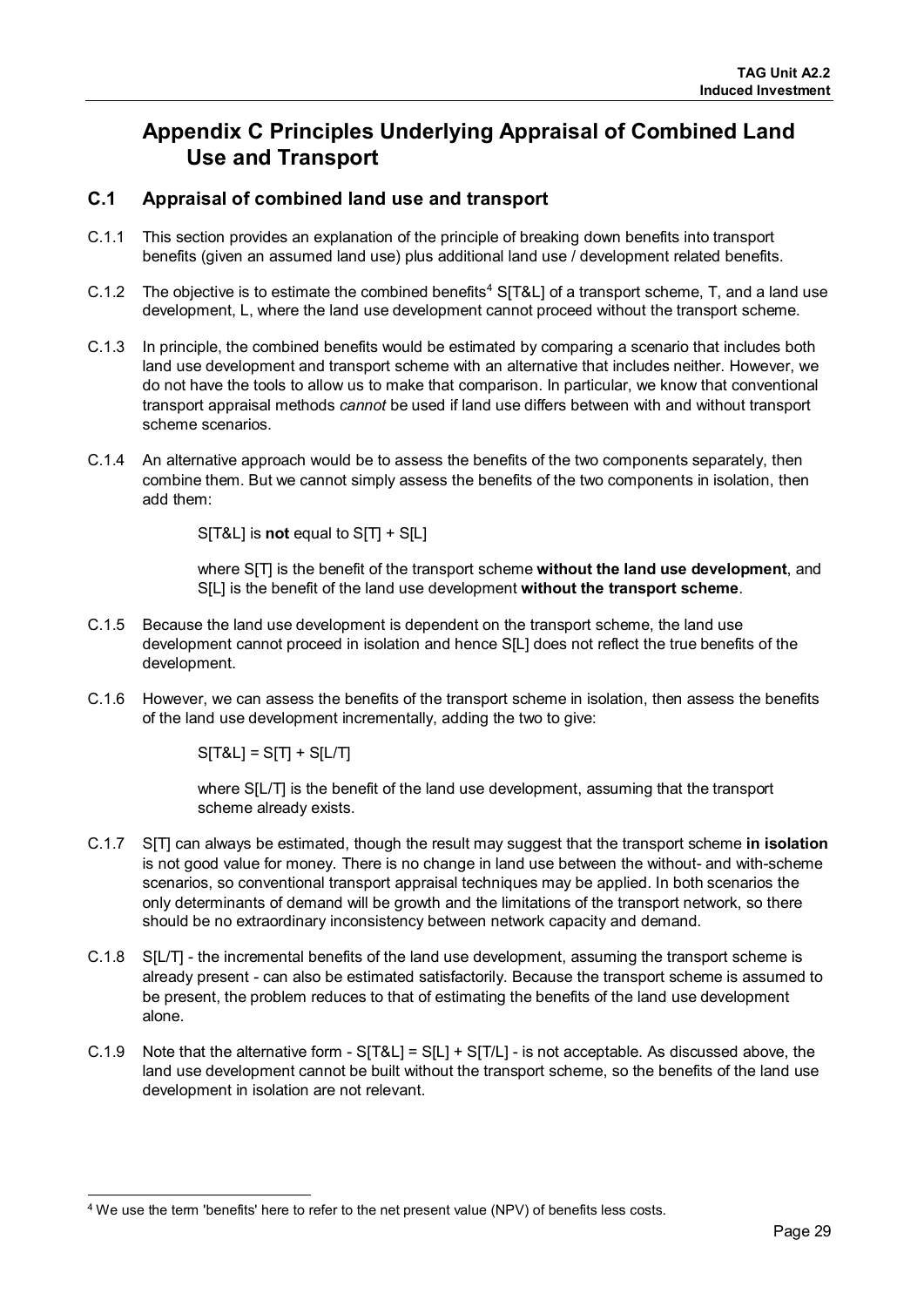# Appendix C Principles Underlying Appraisal of Combined Land Use and Transport

## C.1 Appraisal of combined land use and transport

C.1.1 This section provides an explanation of the principle of breaking down benefits into transport benefits (given an assumed land use) plus additional land use / development related benefits.

C.1.2 The objective is to estimate the combined benefits[4] S[T&L] of a transport scheme, T, and a land use development, L, where the land use development cannot proceed without the transport scheme.

C.1.3 In principle, the combined benefits would be estimated by comparing a scenario that includes both land use development and transport scheme with an alternative that includes neither. However, we do not have the tools to allow us to make that comparison. In particular, we know that conventional transport appraisal methods *cannot* be used if land use differs between with and without transport scheme scenarios.

C.1.4 An alternative approach would be to assess the benefits of the two components separately, then combine them. But we cannot simply assess the benefits of the two components in isolation, then add them:

> S[T&L] is **not** equal to S[T] + S[L]
>
> where S[T] is the benefit of the transport scheme **without the land use development**, and S[L] is the benefit of the land use development **without the transport scheme**.

C.1.5 Because the land use development is dependent on the transport scheme, the land use development cannot proceed in isolation and hence S[L] does not reflect the true benefits of the development.

C.1.6 However, we can assess the benefits of the transport scheme in isolation, then assess the benefits of the land use development incrementally, adding the two to give:

> S[T&L] = S[T] + S[L/T]
>
> where S[L/T] is the benefit of the land use development, assuming that the transport scheme already exists.

C.1.7 S[T] can always be estimated, though the result may suggest that the transport scheme **in isolation** is not good value for money. There is no change in land use between the without- and with-scheme scenarios, so conventional transport appraisal techniques may be applied. In both scenarios the only determinants of demand will be growth and the limitations of the transport network, so there should be no extraordinary inconsistency between network capacity and demand.

C.1.8 S[L/T] - the incremental benefits of the land use development, assuming the transport scheme is already present - can also be estimated satisfactorily. Because the transport scheme is assumed to be present, the problem reduces to that of estimating the benefits of the land use development alone.

C.1.9 Note that the alternative form - S[T&L] = S[L] + S[T/L] - is not acceptable. As discussed above, the land use development cannot be built without the transport scheme, so the benefits of the land use development in isolation are not relevant.

[4] We use the term 'benefits' here to refer to the net present value (NPV) of benefits less costs.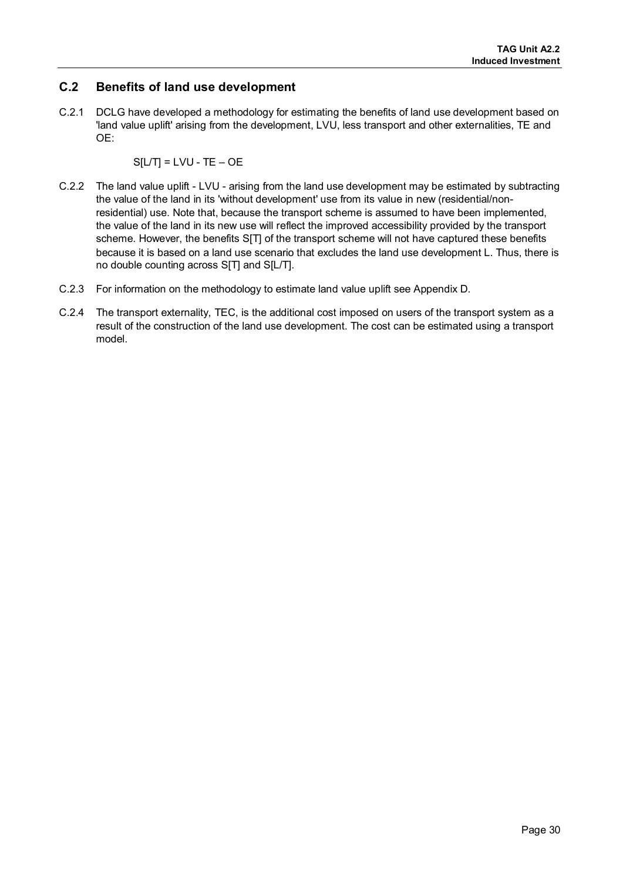## C.2 Benefits of land use development

C.2.1 DCLG have developed a methodology for estimating the benefits of land use development based on 'land value uplift' arising from the development, LVU, less transport and other externalities, TE and OE:

$$S[L/T] = LVU - TE – OE$$

C.2.2 The land value uplift - LVU - arising from the land use development may be estimated by subtracting the value of the land in its 'without development' use from its value in new (residential/non-residential) use. Note that, because the transport scheme is assumed to have been implemented, the value of the land in its new use will reflect the improved accessibility provided by the transport scheme. However, the benefits S[T] of the transport scheme will not have captured these benefits because it is based on a land use scenario that excludes the land use development L. Thus, there is no double counting across S[T] and S[L/T].

C.2.3 For information on the methodology to estimate land value uplift see Appendix D.

C.2.4 The transport externality, TEC, is the additional cost imposed on users of the transport system as a result of the construction of the land use development. The cost can be estimated using a transport model.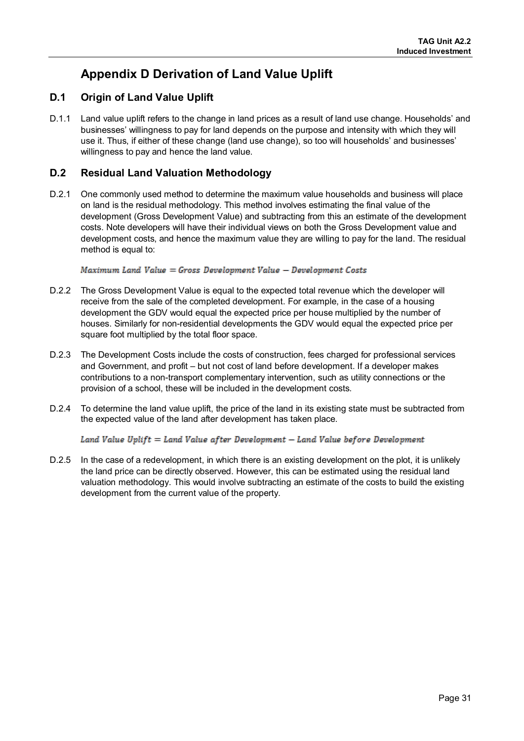# Appendix D Derivation of Land Value Uplift

## D.1 Origin of Land Value Uplift

D.1.1 Land value uplift refers to the change in land prices as a result of land use change. Households' and businesses' willingness to pay for land depends on the purpose and intensity with which they will use it. Thus, if either of these change (land use change), so too will households' and businesses' willingness to pay and hence the land value.

## D.2 Residual Land Valuation Methodology

D.2.1 One commonly used method to determine the maximum value households and business will place on land is the residual methodology. This method involves estimating the final value of the development (Gross Development Value) and subtracting from this an estimate of the development costs. Note developers will have their individual views on both the Gross Development value and development costs, and hence the maximum value they are willing to pay for the land. The residual method is equal to:

$$\textit{Maximum Land Value} = \textit{Gross Development Value} - \textit{Development Costs}$$

D.2.2 The Gross Development Value is equal to the expected total revenue which the developer will receive from the sale of the completed development. For example, in the case of a housing development the GDV would equal the expected price per house multiplied by the number of houses. Similarly for non-residential developments the GDV would equal the expected price per square foot multiplied by the total floor space.

D.2.3 The Development Costs include the costs of construction, fees charged for professional services and Government, and profit – but not cost of land before development. If a developer makes contributions to a non-transport complementary intervention, such as utility connections or the provision of a school, these will be included in the development costs.

D.2.4 To determine the land value uplift, the price of the land in its existing state must be subtracted from the expected value of the land after development has taken place.

$$\textit{Land Value Uplift} = \textit{Land Value after Development} - \textit{Land Value before Development}$$

D.2.5 In the case of a redevelopment, in which there is an existing development on the plot, it is unlikely the land price can be directly observed. However, this can be estimated using the residual land valuation methodology. This would involve subtracting an estimate of the costs to build the existing development from the current value of the property.